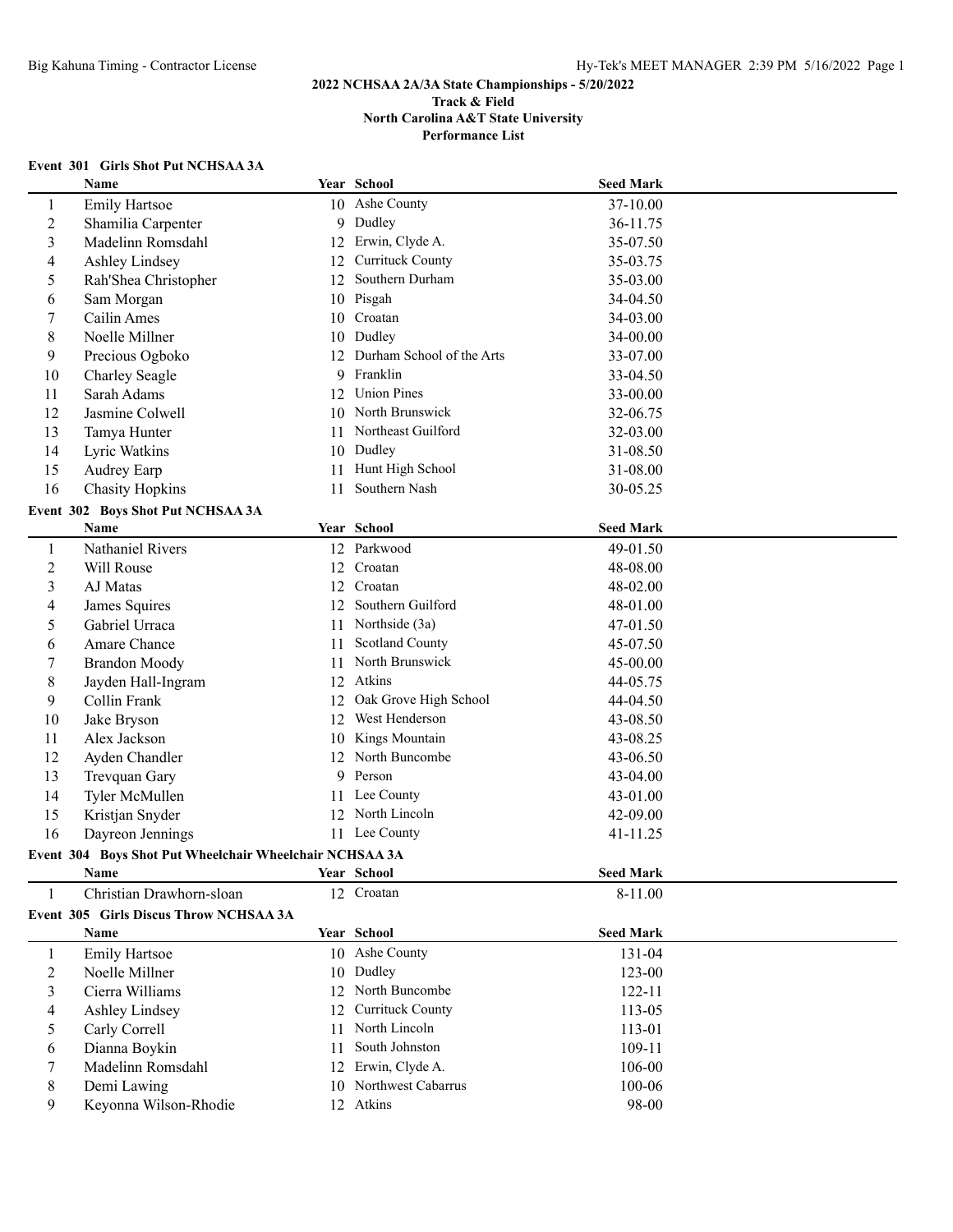# 2022 NCHSAA 2A/3A State Championships - 5/20/2022

## Track & Field

## North Carolina A&T State University

## Performance List

### Event 301 Girls Shot Put NCHSAA 3A

| | Name | Year | School | Seed Mark |
|---|---|---|---|---|
| 1 | Emily Hartsoe | 10 | Ashe County | 37-10.00 |
| 2 | Shamilia Carpenter | 9 | Dudley | 36-11.75 |
| 3 | Madelinn Romsdahl | 12 | Erwin, Clyde A. | 35-07.50 |
| 4 | Ashley Lindsey | 12 | Currituck County | 35-03.75 |
| 5 | Rah'Shea Christopher | 12 | Southern Durham | 35-03.00 |
| 6 | Sam Morgan | 10 | Pisgah | 34-04.50 |
| 7 | Cailin Ames | 10 | Croatan | 34-03.00 |
| 8 | Noelle Millner | 10 | Dudley | 34-00.00 |
| 9 | Precious Ogboko | 12 | Durham School of the Arts | 33-07.00 |
| 10 | Charley Seagle | 9 | Franklin | 33-04.50 |
| 11 | Sarah Adams | 12 | Union Pines | 33-00.00 |
| 12 | Jasmine Colwell | 10 | North Brunswick | 32-06.75 |
| 13 | Tamya Hunter | 11 | Northeast Guilford | 32-03.00 |
| 14 | Lyric Watkins | 10 | Dudley | 31-08.50 |
| 15 | Audrey Earp | 11 | Hunt High School | 31-08.00 |
| 16 | Chasity Hopkins | 11 | Southern Nash | 30-05.25 |

### Event 302 Boys Shot Put NCHSAA 3A

| | Name | Year | School | Seed Mark |
|---|---|---|---|---|
| 1 | Nathaniel Rivers | 12 | Parkwood | 49-01.50 |
| 2 | Will Rouse | 12 | Croatan | 48-08.00 |
| 3 | AJ Matas | 12 | Croatan | 48-02.00 |
| 4 | James Squires | 12 | Southern Guilford | 48-01.00 |
| 5 | Gabriel Urraca | 11 | Northside (3a) | 47-01.50 |
| 6 | Amare Chance | 11 | Scotland County | 45-07.50 |
| 7 | Brandon Moody | 11 | North Brunswick | 45-00.00 |
| 8 | Jayden Hall-Ingram | 12 | Atkins | 44-05.75 |
| 9 | Collin Frank | 12 | Oak Grove High School | 44-04.50 |
| 10 | Jake Bryson | 12 | West Henderson | 43-08.50 |
| 11 | Alex Jackson | 10 | Kings Mountain | 43-08.25 |
| 12 | Ayden Chandler | 12 | North Buncombe | 43-06.50 |
| 13 | Trevquan Gary | 9 | Person | 43-04.00 |
| 14 | Tyler McMullen | 11 | Lee County | 43-01.00 |
| 15 | Kristjan Snyder | 12 | North Lincoln | 42-09.00 |
| 16 | Dayreon Jennings | 11 | Lee County | 41-11.25 |

### Event 304 Boys Shot Put Wheelchair Wheelchair NCHSAA 3A

| | Name | Year | School | Seed Mark |
|---|---|---|---|---|
| 1 | Christian Drawhorn-sloan | 12 | Croatan | 8-11.00 |

### Event 305 Girls Discus Throw NCHSAA 3A

| | Name | Year | School | Seed Mark |
|---|---|---|---|---|
| 1 | Emily Hartsoe | 10 | Ashe County | 131-04 |
| 2 | Noelle Millner | 10 | Dudley | 123-00 |
| 3 | Cierra Williams | 12 | North Buncombe | 122-11 |
| 4 | Ashley Lindsey | 12 | Currituck County | 113-05 |
| 5 | Carly Correll | 11 | North Lincoln | 113-01 |
| 6 | Dianna Boykin | 11 | South Johnston | 109-11 |
| 7 | Madelinn Romsdahl | 12 | Erwin, Clyde A. | 106-00 |
| 8 | Demi Lawing | 10 | Northwest Cabarrus | 100-06 |
| 9 | Keyonna Wilson-Rhodie | 12 | Atkins | 98-00 |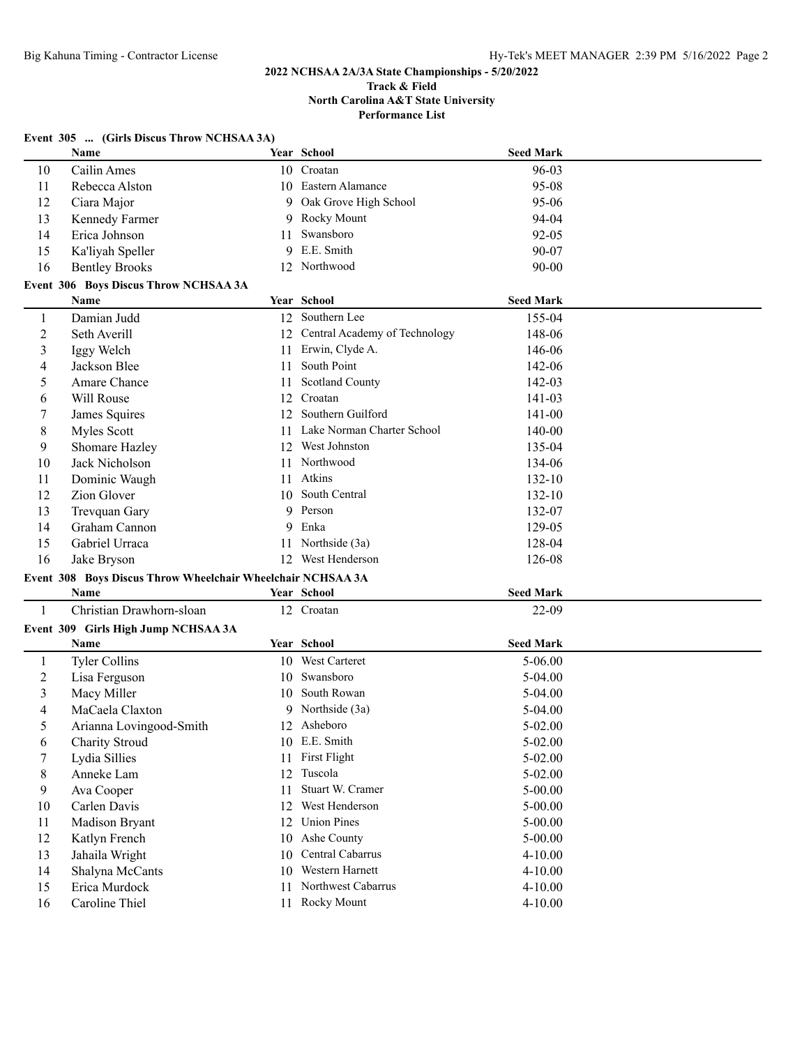**2022 NCHSAA 2A/3A State Championships - 5/20/2022**
**Track & Field**
**North Carolina A&T State University**
**Performance List**

**Event 305 ... (Girls Discus Throw NCHSAA 3A)**

| | Name | Year | School | Seed Mark |
|---|---|---|---|---|
| 10 | Cailin Ames | 10 | Croatan | 96-03 |
| 11 | Rebecca Alston | 10 | Eastern Alamance | 95-08 |
| 12 | Ciara Major | 9 | Oak Grove High School | 95-06 |
| 13 | Kennedy Farmer | 9 | Rocky Mount | 94-04 |
| 14 | Erica Johnson | 11 | Swansboro | 92-05 |
| 15 | Ka'liyah Speller | 9 | E.E. Smith | 90-07 |
| 16 | Bentley Brooks | 12 | Northwood | 90-00 |

**Event 306 Boys Discus Throw NCHSAA 3A**

| | Name | Year | School | Seed Mark |
|---|---|---|---|---|
| 1 | Damian Judd | 12 | Southern Lee | 155-04 |
| 2 | Seth Averill | 12 | Central Academy of Technology | 148-06 |
| 3 | Iggy Welch | 11 | Erwin, Clyde A. | 146-06 |
| 4 | Jackson Blee | 11 | South Point | 142-06 |
| 5 | Amare Chance | 11 | Scotland County | 142-03 |
| 6 | Will Rouse | 12 | Croatan | 141-03 |
| 7 | James Squires | 12 | Southern Guilford | 141-00 |
| 8 | Myles Scott | 11 | Lake Norman Charter School | 140-00 |
| 9 | Shomare Hazley | 12 | West Johnston | 135-04 |
| 10 | Jack Nicholson | 11 | Northwood | 134-06 |
| 11 | Dominic Waugh | 11 | Atkins | 132-10 |
| 12 | Zion Glover | 10 | South Central | 132-10 |
| 13 | Trevquan Gary | 9 | Person | 132-07 |
| 14 | Graham Cannon | 9 | Enka | 129-05 |
| 15 | Gabriel Urraca | 11 | Northside (3a) | 128-04 |
| 16 | Jake Bryson | 12 | West Henderson | 126-08 |

**Event 308 Boys Discus Throw Wheelchair Wheelchair NCHSAA 3A**

| | Name | Year | School | Seed Mark |
|---|---|---|---|---|
| 1 | Christian Drawhorn-sloan | 12 | Croatan | 22-09 |

**Event 309 Girls High Jump NCHSAA 3A**

| | Name | Year | School | Seed Mark |
|---|---|---|---|---|
| 1 | Tyler Collins | 10 | West Carteret | 5-06.00 |
| 2 | Lisa Ferguson | 10 | Swansboro | 5-04.00 |
| 3 | Macy Miller | 10 | South Rowan | 5-04.00 |
| 4 | MaCaela Claxton | 9 | Northside (3a) | 5-04.00 |
| 5 | Arianna Lovingood-Smith | 12 | Asheboro | 5-02.00 |
| 6 | Charity Stroud | 10 | E.E. Smith | 5-02.00 |
| 7 | Lydia Sillies | 11 | First Flight | 5-02.00 |
| 8 | Anneke Lam | 12 | Tuscola | 5-02.00 |
| 9 | Ava Cooper | 11 | Stuart W. Cramer | 5-00.00 |
| 10 | Carlen Davis | 12 | West Henderson | 5-00.00 |
| 11 | Madison Bryant | 12 | Union Pines | 5-00.00 |
| 12 | Katlyn French | 10 | Ashe County | 5-00.00 |
| 13 | Jahaila Wright | 10 | Central Cabarrus | 4-10.00 |
| 14 | Shalyna McCants | 10 | Western Harnett | 4-10.00 |
| 15 | Erica Murdock | 11 | Northwest Cabarrus | 4-10.00 |
| 16 | Caroline Thiel | 11 | Rocky Mount | 4-10.00 |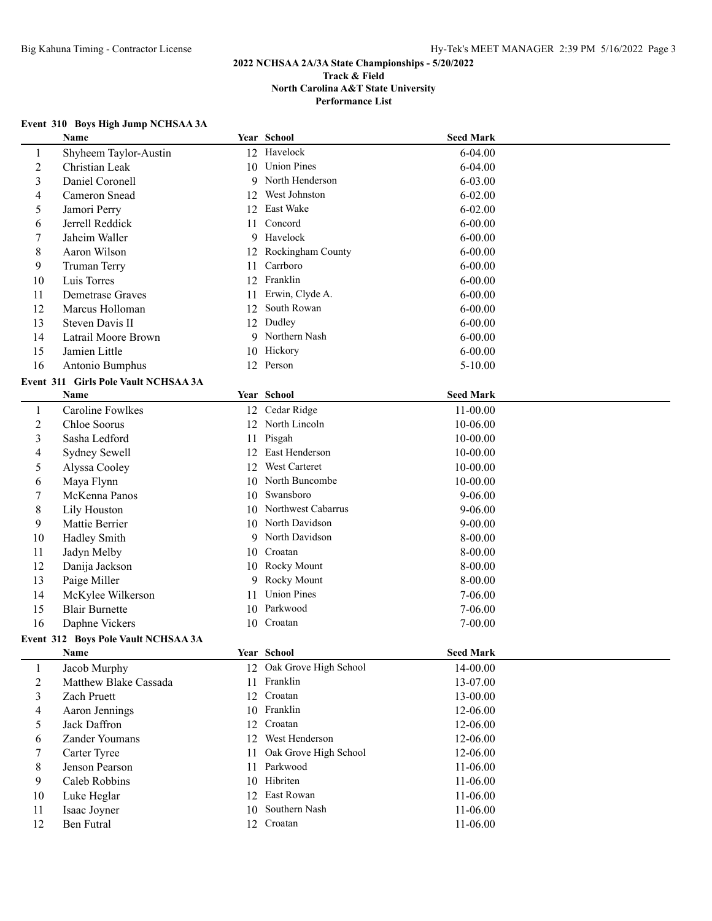## 2022 NCHSAA 2A/3A State Championships - 5/20/2022

**Track & Field**
**North Carolina A&T State University**
**Performance List**

### Event 310 Boys High Jump NCHSAA 3A

| | Name | Year | School | Seed Mark |
|---|---|---|---|---|
| 1 | Shyheem Taylor-Austin | 12 | Havelock | 6-04.00 |
| 2 | Christian Leak | 10 | Union Pines | 6-04.00 |
| 3 | Daniel Coronell | 9 | North Henderson | 6-03.00 |
| 4 | Cameron Snead | 12 | West Johnston | 6-02.00 |
| 5 | Jamori Perry | 12 | East Wake | 6-02.00 |
| 6 | Jerrell Reddick | 11 | Concord | 6-00.00 |
| 7 | Jaheim Waller | 9 | Havelock | 6-00.00 |
| 8 | Aaron Wilson | 12 | Rockingham County | 6-00.00 |
| 9 | Truman Terry | 11 | Carrboro | 6-00.00 |
| 10 | Luis Torres | 12 | Franklin | 6-00.00 |
| 11 | Demetrase Graves | 11 | Erwin, Clyde A. | 6-00.00 |
| 12 | Marcus Holloman | 12 | South Rowan | 6-00.00 |
| 13 | Steven Davis II | 12 | Dudley | 6-00.00 |
| 14 | Latrail Moore Brown | 9 | Northern Nash | 6-00.00 |
| 15 | Jamien Little | 10 | Hickory | 6-00.00 |
| 16 | Antonio Bumphus | 12 | Person | 5-10.00 |

### Event 311 Girls Pole Vault NCHSAA 3A

| | Name | Year | School | Seed Mark |
|---|---|---|---|---|
| 1 | Caroline Fowlkes | 12 | Cedar Ridge | 11-00.00 |
| 2 | Chloe Soorus | 12 | North Lincoln | 10-06.00 |
| 3 | Sasha Ledford | 11 | Pisgah | 10-00.00 |
| 4 | Sydney Sewell | 12 | East Henderson | 10-00.00 |
| 5 | Alyssa Cooley | 12 | West Carteret | 10-00.00 |
| 6 | Maya Flynn | 10 | North Buncombe | 10-00.00 |
| 7 | McKenna Panos | 10 | Swansboro | 9-06.00 |
| 8 | Lily Houston | 10 | Northwest Cabarrus | 9-06.00 |
| 9 | Mattie Berrier | 10 | North Davidson | 9-00.00 |
| 10 | Hadley Smith | 9 | North Davidson | 8-00.00 |
| 11 | Jadyn Melby | 10 | Croatan | 8-00.00 |
| 12 | Danija Jackson | 10 | Rocky Mount | 8-00.00 |
| 13 | Paige Miller | 9 | Rocky Mount | 8-00.00 |
| 14 | McKylee Wilkerson | 11 | Union Pines | 7-06.00 |
| 15 | Blair Burnette | 10 | Parkwood | 7-06.00 |
| 16 | Daphne Vickers | 10 | Croatan | 7-00.00 |

### Event 312 Boys Pole Vault NCHSAA 3A

| | Name | Year | School | Seed Mark |
|---|---|---|---|---|
| 1 | Jacob Murphy | 12 | Oak Grove High School | 14-00.00 |
| 2 | Matthew Blake Cassada | 11 | Franklin | 13-07.00 |
| 3 | Zach Pruett | 12 | Croatan | 13-00.00 |
| 4 | Aaron Jennings | 10 | Franklin | 12-06.00 |
| 5 | Jack Daffron | 12 | Croatan | 12-06.00 |
| 6 | Zander Youmans | 12 | West Henderson | 12-06.00 |
| 7 | Carter Tyree | 11 | Oak Grove High School | 12-06.00 |
| 8 | Jenson Pearson | 11 | Parkwood | 11-06.00 |
| 9 | Caleb Robbins | 10 | Hibriten | 11-06.00 |
| 10 | Luke Heglar | 12 | East Rowan | 11-06.00 |
| 11 | Isaac Joyner | 10 | Southern Nash | 11-06.00 |
| 12 | Ben Futral | 12 | Croatan | 11-06.00 |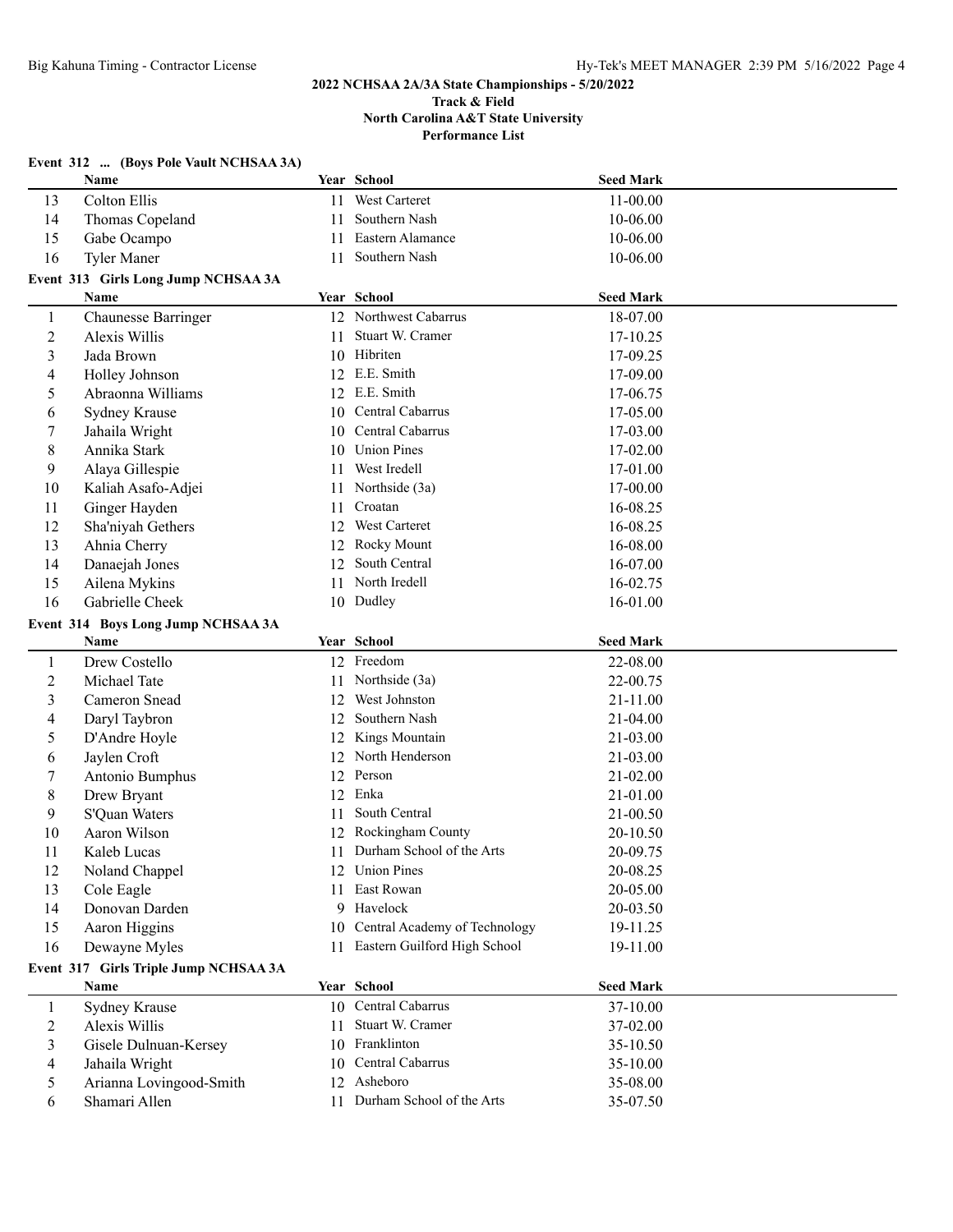## 2022 NCHSAA 2A/3A State Championships - 5/20/2022

**Track & Field**
**North Carolina A&T State University**
**Performance List**

### Event 312 ... (Boys Pole Vault NCHSAA 3A)

| | Name | Year | School | Seed Mark |
|---|---|---|---|---|
| 13 | Colton Ellis | 11 | West Carteret | 11-00.00 |
| 14 | Thomas Copeland | 11 | Southern Nash | 10-06.00 |
| 15 | Gabe Ocampo | 11 | Eastern Alamance | 10-06.00 |
| 16 | Tyler Maner | 11 | Southern Nash | 10-06.00 |

### Event 313 Girls Long Jump NCHSAA 3A

| | Name | Year | School | Seed Mark |
|---|---|---|---|---|
| 1 | Chaunesse Barringer | 12 | Northwest Cabarrus | 18-07.00 |
| 2 | Alexis Willis | 11 | Stuart W. Cramer | 17-10.25 |
| 3 | Jada Brown | 10 | Hibriten | 17-09.25 |
| 4 | Holley Johnson | 12 | E.E. Smith | 17-09.00 |
| 5 | Abraonna Williams | 12 | E.E. Smith | 17-06.75 |
| 6 | Sydney Krause | 10 | Central Cabarrus | 17-05.00 |
| 7 | Jahaila Wright | 10 | Central Cabarrus | 17-03.00 |
| 8 | Annika Stark | 10 | Union Pines | 17-02.00 |
| 9 | Alaya Gillespie | 11 | West Iredell | 17-01.00 |
| 10 | Kaliah Asafo-Adjei | 11 | Northside (3a) | 17-00.00 |
| 11 | Ginger Hayden | 11 | Croatan | 16-08.25 |
| 12 | Sha'niyah Gethers | 12 | West Carteret | 16-08.25 |
| 13 | Ahnia Cherry | 12 | Rocky Mount | 16-08.00 |
| 14 | Danaejah Jones | 12 | South Central | 16-07.00 |
| 15 | Ailena Mykins | 11 | North Iredell | 16-02.75 |
| 16 | Gabrielle Cheek | 10 | Dudley | 16-01.00 |

### Event 314 Boys Long Jump NCHSAA 3A

| | Name | Year | School | Seed Mark |
|---|---|---|---|---|
| 1 | Drew Costello | 12 | Freedom | 22-08.00 |
| 2 | Michael Tate | 11 | Northside (3a) | 22-00.75 |
| 3 | Cameron Snead | 12 | West Johnston | 21-11.00 |
| 4 | Daryl Taybron | 12 | Southern Nash | 21-04.00 |
| 5 | D'Andre Hoyle | 12 | Kings Mountain | 21-03.00 |
| 6 | Jaylen Croft | 12 | North Henderson | 21-03.00 |
| 7 | Antonio Bumphus | 12 | Person | 21-02.00 |
| 8 | Drew Bryant | 12 | Enka | 21-01.00 |
| 9 | S'Quan Waters | 11 | South Central | 21-00.50 |
| 10 | Aaron Wilson | 12 | Rockingham County | 20-10.50 |
| 11 | Kaleb Lucas | 11 | Durham School of the Arts | 20-09.75 |
| 12 | Noland Chappel | 12 | Union Pines | 20-08.25 |
| 13 | Cole Eagle | 11 | East Rowan | 20-05.00 |
| 14 | Donovan Darden | 9 | Havelock | 20-03.50 |
| 15 | Aaron Higgins | 10 | Central Academy of Technology | 19-11.25 |
| 16 | Dewayne Myles | 11 | Eastern Guilford High School | 19-11.00 |

### Event 317 Girls Triple Jump NCHSAA 3A

| | Name | Year | School | Seed Mark |
|---|---|---|---|---|
| 1 | Sydney Krause | 10 | Central Cabarrus | 37-10.00 |
| 2 | Alexis Willis | 11 | Stuart W. Cramer | 37-02.00 |
| 3 | Gisele Dulnuan-Kersey | 10 | Franklinton | 35-10.50 |
| 4 | Jahaila Wright | 10 | Central Cabarrus | 35-10.00 |
| 5 | Arianna Lovingood-Smith | 12 | Asheboro | 35-08.00 |
| 6 | Shamari Allen | 11 | Durham School of the Arts | 35-07.50 |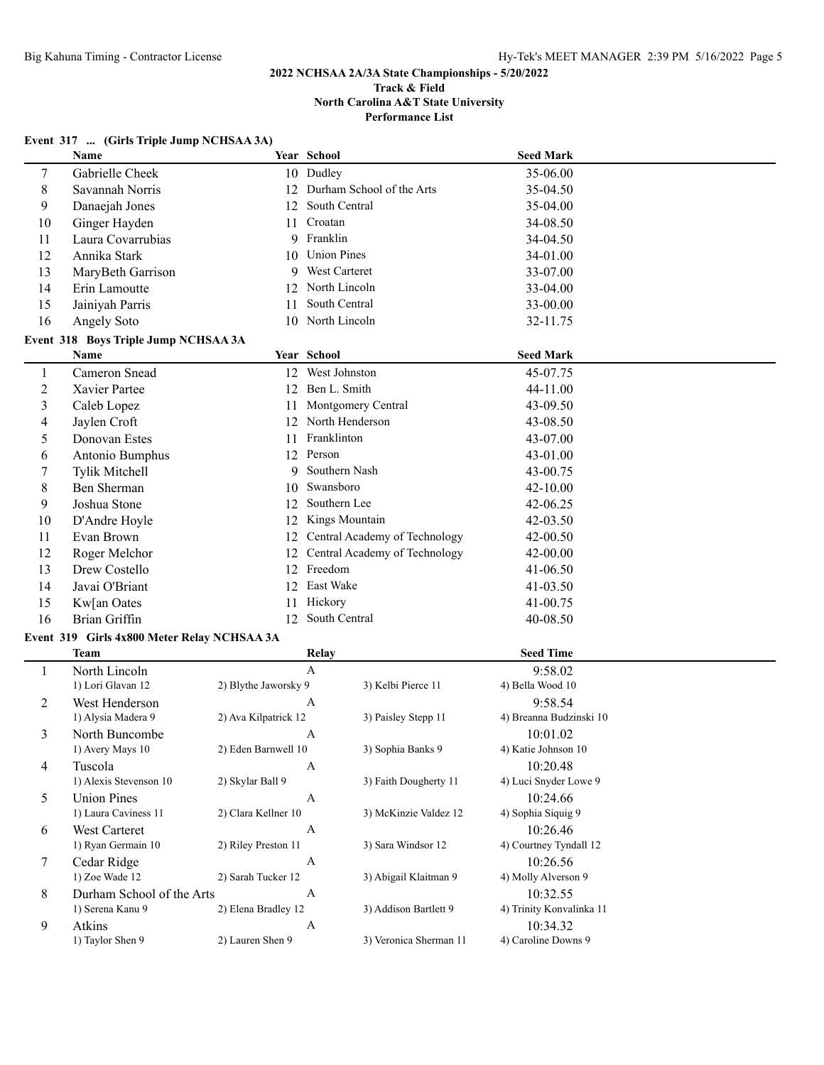## 2022 NCHSAA 2A/3A State Championships - 5/20/2022

**Track & Field**
**North Carolina A&T State University**
**Performance List**

### Event 317 ... (Girls Triple Jump NCHSAA 3A)

| | Name | Year | School | Seed Mark |
|---|---|---|---|---|
| 7 | Gabrielle Cheek | 10 | Dudley | 35-06.00 |
| 8 | Savannah Norris | 12 | Durham School of the Arts | 35-04.50 |
| 9 | Danaejah Jones | 12 | South Central | 35-04.00 |
| 10 | Ginger Hayden | 11 | Croatan | 34-08.50 |
| 11 | Laura Covarrubias | 9 | Franklin | 34-04.50 |
| 12 | Annika Stark | 10 | Union Pines | 34-01.00 |
| 13 | MaryBeth Garrison | 9 | West Carteret | 33-07.00 |
| 14 | Erin Lamoutte | 12 | North Lincoln | 33-04.00 |
| 15 | Jainiyah Parris | 11 | South Central | 33-00.00 |
| 16 | Angely Soto | 10 | North Lincoln | 32-11.75 |

### Event 318 Boys Triple Jump NCHSAA 3A

| | Name | Year | School | Seed Mark |
|---|---|---|---|---|
| 1 | Cameron Snead | 12 | West Johnston | 45-07.75 |
| 2 | Xavier Partee | 12 | Ben L. Smith | 44-11.00 |
| 3 | Caleb Lopez | 11 | Montgomery Central | 43-09.50 |
| 4 | Jaylen Croft | 12 | North Henderson | 43-08.50 |
| 5 | Donovan Estes | 11 | Franklinton | 43-07.00 |
| 6 | Antonio Bumphus | 12 | Person | 43-01.00 |
| 7 | Tylik Mitchell | 9 | Southern Nash | 43-00.75 |
| 8 | Ben Sherman | 10 | Swansboro | 42-10.00 |
| 9 | Joshua Stone | 12 | Southern Lee | 42-06.25 |
| 10 | D'Andre Hoyle | 12 | Kings Mountain | 42-03.50 |
| 11 | Evan Brown | 12 | Central Academy of Technology | 42-00.50 |
| 12 | Roger Melchor | 12 | Central Academy of Technology | 42-00.00 |
| 13 | Drew Costello | 12 | Freedom | 41-06.50 |
| 14 | Javai O'Briant | 12 | East Wake | 41-03.50 |
| 15 | Kw[an Oates | 11 | Hickory | 41-00.75 |
| 16 | Brian Griffin | 12 | South Central | 40-08.50 |

### Event 319 Girls 4x800 Meter Relay NCHSAA 3A

| | Team | Relay | | Seed Time |
|---|---|---|---|---|
| 1 | North Lincoln | A | | 9:58.02 |
| | 1) Lori Glavan 12 | 2) Blythe Jaworsky 9 | 3) Kelbi Pierce 11 | 4) Bella Wood 10 |
| 2 | West Henderson | A | | 9:58.54 |
| | 1) Alysia Madera 9 | 2) Ava Kilpatrick 12 | 3) Paisley Stepp 11 | 4) Breanna Budzinski 10 |
| 3 | North Buncombe | A | | 10:01.02 |
| | 1) Avery Mays 10 | 2) Eden Barnwell 10 | 3) Sophia Banks 9 | 4) Katie Johnson 10 |
| 4 | Tuscola | A | | 10:20.48 |
| | 1) Alexis Stevenson 10 | 2) Skylar Ball 9 | 3) Faith Dougherty 11 | 4) Luci Snyder Lowe 9 |
| 5 | Union Pines | A | | 10:24.66 |
| | 1) Laura Caviness 11 | 2) Clara Kellner 10 | 3) McKinzie Valdez 12 | 4) Sophia Siquig 9 |
| 6 | West Carteret | A | | 10:26.46 |
| | 1) Ryan Germain 10 | 2) Riley Preston 11 | 3) Sara Windsor 12 | 4) Courtney Tyndall 12 |
| 7 | Cedar Ridge | A | | 10:26.56 |
| | 1) Zoe Wade 12 | 2) Sarah Tucker 12 | 3) Abigail Klaitman 9 | 4) Molly Alverson 9 |
| 8 | Durham School of the Arts | A | | 10:32.55 |
| | 1) Serena Kanu 9 | 2) Elena Bradley 12 | 3) Addison Bartlett 9 | 4) Trinity Konvalinka 11 |
| 9 | Atkins | A | | 10:34.32 |
| | 1) Taylor Shen 9 | 2) Lauren Shen 9 | 3) Veronica Sherman 11 | 4) Caroline Downs 9 |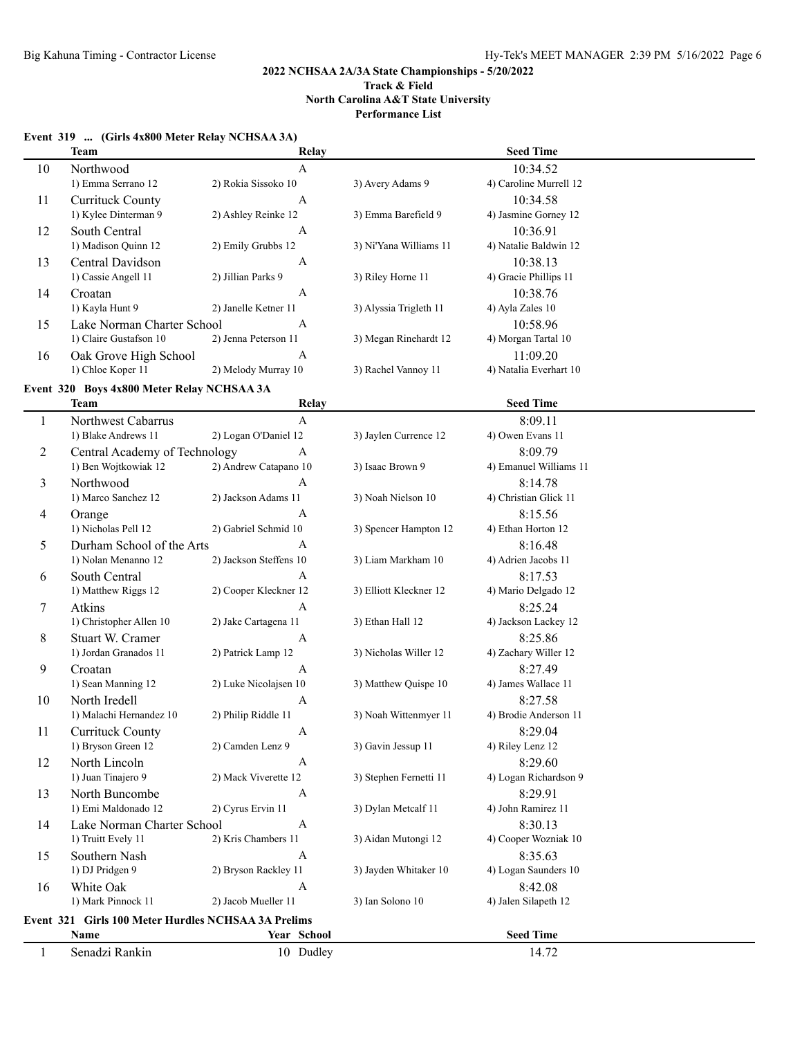**2022 NCHSAA 2A/3A State Championships - 5/20/2022**
**Track & Field**
**North Carolina A&T State University**
**Performance List**

### Event 319 ... (Girls 4x800 Meter Relay NCHSAA 3A)

| | Team | Relay | | Seed Time |
|---|---|---|---|---|
| 10 | Northwood | A | | 10:34.52 |
| | 1) Emma Serrano 12 | 2) Rokia Sissoko 10 | 3) Avery Adams 9 | 4) Caroline Murrell 12 |
| 11 | Currituck County | A | | 10:34.58 |
| | 1) Kylee Dinterman 9 | 2) Ashley Reinke 12 | 3) Emma Barefield 9 | 4) Jasmine Gorney 12 |
| 12 | South Central | A | | 10:36.91 |
| | 1) Madison Quinn 12 | 2) Emily Grubbs 12 | 3) Ni'Yana Williams 11 | 4) Natalie Baldwin 12 |
| 13 | Central Davidson | A | | 10:38.13 |
| | 1) Cassie Angell 11 | 2) Jillian Parks 9 | 3) Riley Horne 11 | 4) Gracie Phillips 11 |
| 14 | Croatan | A | | 10:38.76 |
| | 1) Kayla Hunt 9 | 2) Janelle Ketner 11 | 3) Alyssia Trigleth 11 | 4) Ayla Zales 10 |
| 15 | Lake Norman Charter School | A | | 10:58.96 |
| | 1) Claire Gustafson 10 | 2) Jenna Peterson 11 | 3) Megan Rinehardt 12 | 4) Morgan Tartal 10 |
| 16 | Oak Grove High School | A | | 11:09.20 |
| | 1) Chloe Koper 11 | 2) Melody Murray 10 | 3) Rachel Vannoy 11 | 4) Natalia Everhart 10 |

### Event 320 Boys 4x800 Meter Relay NCHSAA 3A

| | Team | Relay | | Seed Time |
|---|---|---|---|---|
| 1 | Northwest Cabarrus | A | | 8:09.11 |
| | 1) Blake Andrews 11 | 2) Logan O'Daniel 12 | 3) Jaylen Currence 12 | 4) Owen Evans 11 |
| 2 | Central Academy of Technology | A | | 8:09.79 |
| | 1) Ben Wojtkowiak 12 | 2) Andrew Catapano 10 | 3) Isaac Brown 9 | 4) Emanuel Williams 11 |
| 3 | Northwood | A | | 8:14.78 |
| | 1) Marco Sanchez 12 | 2) Jackson Adams 11 | 3) Noah Nielson 10 | 4) Christian Glick 11 |
| 4 | Orange | A | | 8:15.56 |
| | 1) Nicholas Pell 12 | 2) Gabriel Schmid 10 | 3) Spencer Hampton 12 | 4) Ethan Horton 12 |
| 5 | Durham School of the Arts | A | | 8:16.48 |
| | 1) Nolan Menanno 12 | 2) Jackson Steffens 10 | 3) Liam Markham 10 | 4) Adrien Jacobs 11 |
| 6 | South Central | A | | 8:17.53 |
| | 1) Matthew Riggs 12 | 2) Cooper Kleckner 12 | 3) Elliott Kleckner 12 | 4) Mario Delgado 12 |
| 7 | Atkins | A | | 8:25.24 |
| | 1) Christopher Allen 10 | 2) Jake Cartagena 11 | 3) Ethan Hall 12 | 4) Jackson Lackey 12 |
| 8 | Stuart W. Cramer | A | | 8:25.86 |
| | 1) Jordan Granados 11 | 2) Patrick Lamp 12 | 3) Nicholas Willer 12 | 4) Zachary Willer 12 |
| 9 | Croatan | A | | 8:27.49 |
| | 1) Sean Manning 12 | 2) Luke Nicolajsen 10 | 3) Matthew Quispe 10 | 4) James Wallace 11 |
| 10 | North Iredell | A | | 8:27.58 |
| | 1) Malachi Hernandez 10 | 2) Philip Riddle 11 | 3) Noah Wittenmyer 11 | 4) Brodie Anderson 11 |
| 11 | Currituck County | A | | 8:29.04 |
| | 1) Bryson Green 12 | 2) Camden Lenz 9 | 3) Gavin Jessup 11 | 4) Riley Lenz 12 |
| 12 | North Lincoln | A | | 8:29.60 |
| | 1) Juan Tinajero 9 | 2) Mack Viverette 12 | 3) Stephen Fernetti 11 | 4) Logan Richardson 9 |
| 13 | North Buncombe | A | | 8:29.91 |
| | 1) Emi Maldonado 12 | 2) Cyrus Ervin 11 | 3) Dylan Metcalf 11 | 4) John Ramirez 11 |
| 14 | Lake Norman Charter School | A | | 8:30.13 |
| | 1) Truitt Evely 11 | 2) Kris Chambers 11 | 3) Aidan Mutongi 12 | 4) Cooper Wozniak 10 |
| 15 | Southern Nash | A | | 8:35.63 |
| | 1) DJ Pridgen 9 | 2) Bryson Rackley 11 | 3) Jayden Whitaker 10 | 4) Logan Saunders 10 |
| 16 | White Oak | A | | 8:42.08 |
| | 1) Mark Pinnock 11 | 2) Jacob Mueller 11 | 3) Ian Solono 10 | 4) Jalen Silapeth 12 |

### Event 321 Girls 100 Meter Hurdles NCHSAA 3A Prelims

| | Name | Year | School | Seed Time |
|---|---|---|---|---|
| 1 | Senadzi Rankin | 10 | Dudley | 14.72 |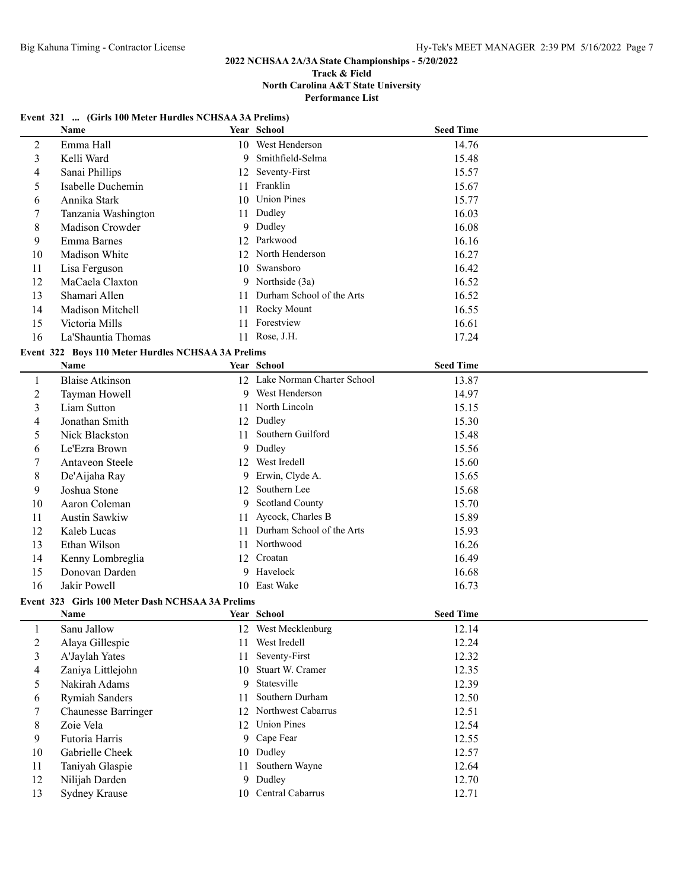## 2022 NCHSAA 2A/3A State Championships - 5/20/2022

### Track & Field
### North Carolina A&T State University
### Performance List

**Event 321 ... (Girls 100 Meter Hurdles NCHSAA 3A Prelims)**

| | Name | Year | School | Seed Time |
|---|---|---|---|---|
| 2 | Emma Hall | 10 | West Henderson | 14.76 |
| 3 | Kelli Ward | 9 | Smithfield-Selma | 15.48 |
| 4 | Sanai Phillips | 12 | Seventy-First | 15.57 |
| 5 | Isabelle Duchemin | 11 | Franklin | 15.67 |
| 6 | Annika Stark | 10 | Union Pines | 15.77 |
| 7 | Tanzania Washington | 11 | Dudley | 16.03 |
| 8 | Madison Crowder | 9 | Dudley | 16.08 |
| 9 | Emma Barnes | 12 | Parkwood | 16.16 |
| 10 | Madison White | 12 | North Henderson | 16.27 |
| 11 | Lisa Ferguson | 10 | Swansboro | 16.42 |
| 12 | MaCaela Claxton | 9 | Northside (3a) | 16.52 |
| 13 | Shamari Allen | 11 | Durham School of the Arts | 16.52 |
| 14 | Madison Mitchell | 11 | Rocky Mount | 16.55 |
| 15 | Victoria Mills | 11 | Forestview | 16.61 |
| 16 | La'Shauntia Thomas | 11 | Rose, J.H. | 17.24 |

**Event 322 Boys 110 Meter Hurdles NCHSAA 3A Prelims**

| | Name | Year | School | Seed Time |
|---|---|---|---|---|
| 1 | Blaise Atkinson | 12 | Lake Norman Charter School | 13.87 |
| 2 | Tayman Howell | 9 | West Henderson | 14.97 |
| 3 | Liam Sutton | 11 | North Lincoln | 15.15 |
| 4 | Jonathan Smith | 12 | Dudley | 15.30 |
| 5 | Nick Blackston | 11 | Southern Guilford | 15.48 |
| 6 | Le'Ezra Brown | 9 | Dudley | 15.56 |
| 7 | Antaveon Steele | 12 | West Iredell | 15.60 |
| 8 | De'Aijaha Ray | 9 | Erwin, Clyde A. | 15.65 |
| 9 | Joshua Stone | 12 | Southern Lee | 15.68 |
| 10 | Aaron Coleman | 9 | Scotland County | 15.70 |
| 11 | Austin Sawkiw | 11 | Aycock, Charles B | 15.89 |
| 12 | Kaleb Lucas | 11 | Durham School of the Arts | 15.93 |
| 13 | Ethan Wilson | 11 | Northwood | 16.26 |
| 14 | Kenny Lombreglia | 12 | Croatan | 16.49 |
| 15 | Donovan Darden | 9 | Havelock | 16.68 |
| 16 | Jakir Powell | 10 | East Wake | 16.73 |

**Event 323 Girls 100 Meter Dash NCHSAA 3A Prelims**

| | Name | Year | School | Seed Time |
|---|---|---|---|---|
| 1 | Sanu Jallow | 12 | West Mecklenburg | 12.14 |
| 2 | Alaya Gillespie | 11 | West Iredell | 12.24 |
| 3 | A'Jaylah Yates | 11 | Seventy-First | 12.32 |
| 4 | Zaniya Littlejohn | 10 | Stuart W. Cramer | 12.35 |
| 5 | Nakirah Adams | 9 | Statesville | 12.39 |
| 6 | Rymiah Sanders | 11 | Southern Durham | 12.50 |
| 7 | Chaunesse Barringer | 12 | Northwest Cabarrus | 12.51 |
| 8 | Zoie Vela | 12 | Union Pines | 12.54 |
| 9 | Futoria Harris | 9 | Cape Fear | 12.55 |
| 10 | Gabrielle Cheek | 10 | Dudley | 12.57 |
| 11 | Taniyah Glaspie | 11 | Southern Wayne | 12.64 |
| 12 | Nilijah Darden | 9 | Dudley | 12.70 |
| 13 | Sydney Krause | 10 | Central Cabarrus | 12.71 |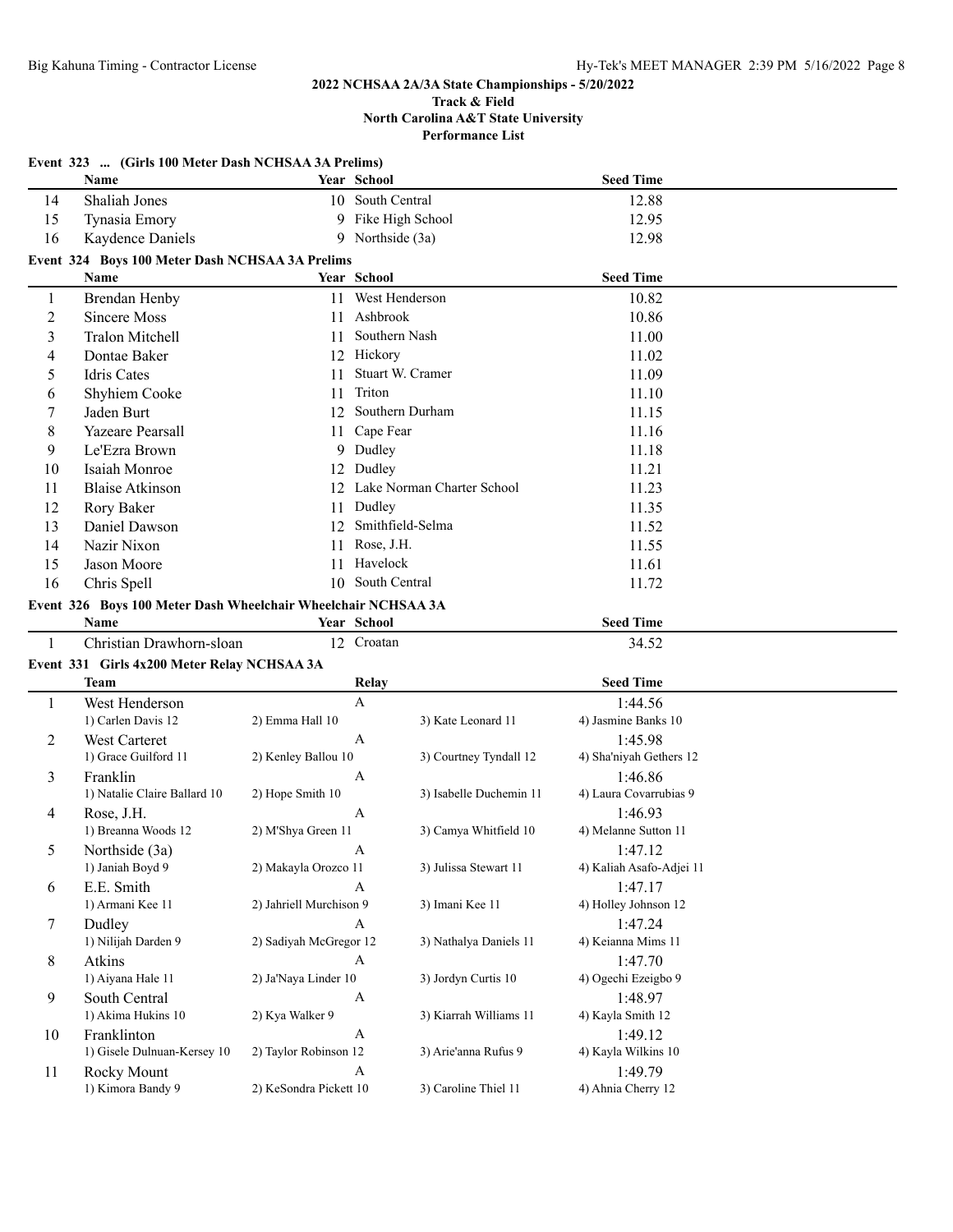**2022 NCHSAA 2A/3A State Championships - 5/20/2022**
**Track & Field**
**North Carolina A&T State University**
**Performance List**

### Event 323 ... (Girls 100 Meter Dash NCHSAA 3A Prelims)

| | Name | Year | School | Seed Time |
|---|---|---|---|---|
| 14 | Shaliah Jones | 10 | South Central | 12.88 |
| 15 | Tynasia Emory | 9 | Fike High School | 12.95 |
| 16 | Kaydence Daniels | 9 | Northside (3a) | 12.98 |

### Event 324 Boys 100 Meter Dash NCHSAA 3A Prelims

| | Name | Year | School | Seed Time |
|---|---|---|---|---|
| 1 | Brendan Henby | 11 | West Henderson | 10.82 |
| 2 | Sincere Moss | 11 | Ashbrook | 10.86 |
| 3 | Tralon Mitchell | 11 | Southern Nash | 11.00 |
| 4 | Dontae Baker | 12 | Hickory | 11.02 |
| 5 | Idris Cates | 11 | Stuart W. Cramer | 11.09 |
| 6 | Shyhiem Cooke | 11 | Triton | 11.10 |
| 7 | Jaden Burt | 12 | Southern Durham | 11.15 |
| 8 | Yazeare Pearsall | 11 | Cape Fear | 11.16 |
| 9 | Le'Ezra Brown | 9 | Dudley | 11.18 |
| 10 | Isaiah Monroe | 12 | Dudley | 11.21 |
| 11 | Blaise Atkinson | 12 | Lake Norman Charter School | 11.23 |
| 12 | Rory Baker | 11 | Dudley | 11.35 |
| 13 | Daniel Dawson | 12 | Smithfield-Selma | 11.52 |
| 14 | Nazir Nixon | 11 | Rose, J.H. | 11.55 |
| 15 | Jason Moore | 11 | Havelock | 11.61 |
| 16 | Chris Spell | 10 | South Central | 11.72 |

### Event 326 Boys 100 Meter Dash Wheelchair Wheelchair NCHSAA 3A

| | Name | Year | School | Seed Time |
|---|---|---|---|---|
| 1 | Christian Drawhorn-sloan | 12 | Croatan | 34.52 |

### Event 331 Girls 4x200 Meter Relay NCHSAA 3A

| | Team | Relay | | Seed Time |
|---|---|---|---|---|
| 1 | West Henderson | A | | 1:44.56 |
| | 1) Carlen Davis 12 | 2) Emma Hall 10 | 3) Kate Leonard 11 | 4) Jasmine Banks 10 |
| 2 | West Carteret | A | | 1:45.98 |
| | 1) Grace Guilford 11 | 2) Kenley Ballou 10 | 3) Courtney Tyndall 12 | 4) Sha'niyah Gethers 12 |
| 3 | Franklin | A | | 1:46.86 |
| | 1) Natalie Claire Ballard 10 | 2) Hope Smith 10 | 3) Isabelle Duchemin 11 | 4) Laura Covarrubias 9 |
| 4 | Rose, J.H. | A | | 1:46.93 |
| | 1) Breanna Woods 12 | 2) M'Shya Green 11 | 3) Camya Whitfield 10 | 4) Melanne Sutton 11 |
| 5 | Northside (3a) | A | | 1:47.12 |
| | 1) Janiah Boyd 9 | 2) Makayla Orozco 11 | 3) Julissa Stewart 11 | 4) Kaliah Asafo-Adjei 11 |
| 6 | E.E. Smith | A | | 1:47.17 |
| | 1) Armani Kee 11 | 2) Jahriell Murchison 9 | 3) Imani Kee 11 | 4) Holley Johnson 12 |
| 7 | Dudley | A | | 1:47.24 |
| | 1) Nilijah Darden 9 | 2) Sadiyah McGregor 12 | 3) Nathalya Daniels 11 | 4) Keianna Mims 11 |
| 8 | Atkins | A | | 1:47.70 |
| | 1) Aiyana Hale 11 | 2) Ja'Naya Linder 10 | 3) Jordyn Curtis 10 | 4) Ogechi Ezeigbo 9 |
| 9 | South Central | A | | 1:48.97 |
| | 1) Akima Hukins 10 | 2) Kya Walker 9 | 3) Kiarrah Williams 11 | 4) Kayla Smith 12 |
| 10 | Franklinton | A | | 1:49.12 |
| | 1) Gisele Dulnuan-Kersey 10 | 2) Taylor Robinson 12 | 3) Arie'anna Rufus 9 | 4) Kayla Wilkins 10 |
| 11 | Rocky Mount | A | | 1:49.79 |
| | 1) Kimora Bandy 9 | 2) KeSondra Pickett 10 | 3) Caroline Thiel 11 | 4) Ahnia Cherry 12 |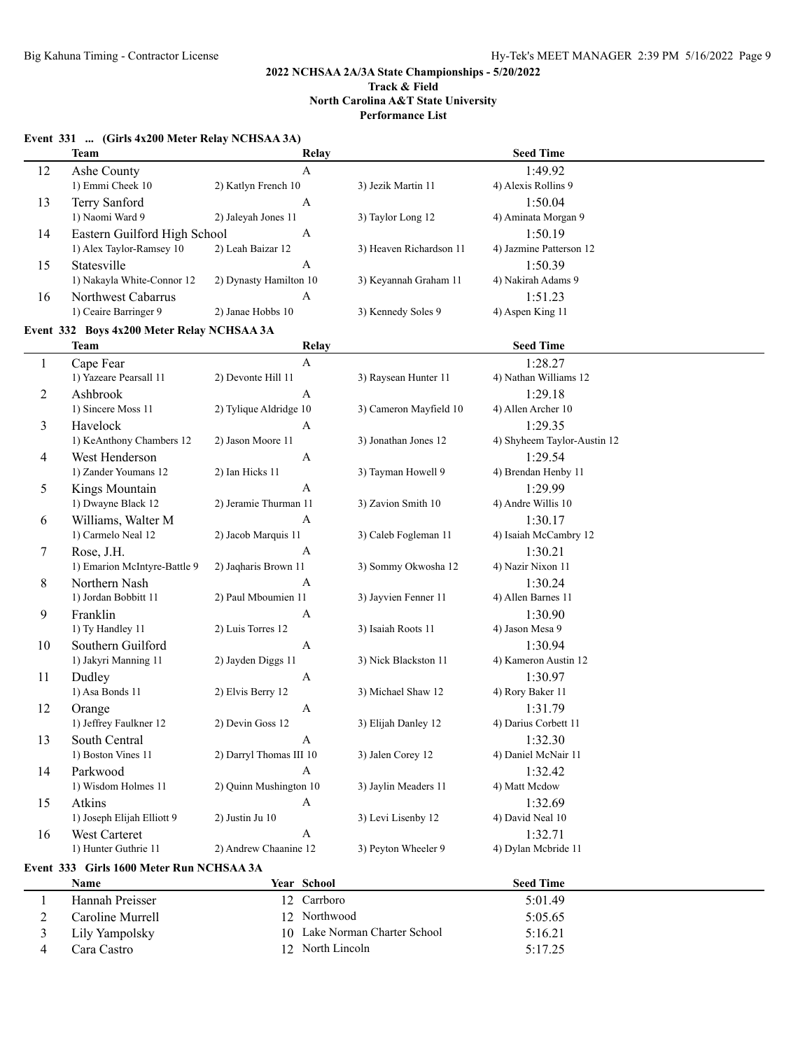**2022 NCHSAA 2A/3A State Championships - 5/20/2022**
**Track & Field**
**North Carolina A&T State University**
**Performance List**

### Event 331 ... (Girls 4x200 Meter Relay NCHSAA 3A)

| | Team | Relay | | Seed Time |
|---|---|---|---|---|
| 12 | Ashe County | A | | 1:49.92 |
| | 1) Emmi Cheek 10 | 2) Katlyn French 10 | 3) Jezik Martin 11 | 4) Alexis Rollins 9 |
| 13 | Terry Sanford | A | | 1:50.04 |
| | 1) Naomi Ward 9 | 2) Jaleyah Jones 11 | 3) Taylor Long 12 | 4) Aminata Morgan 9 |
| 14 | Eastern Guilford High School | A | | 1:50.19 |
| | 1) Alex Taylor-Ramsey 10 | 2) Leah Baizar 12 | 3) Heaven Richardson 11 | 4) Jazmine Patterson 12 |
| 15 | Statesville | A | | 1:50.39 |
| | 1) Nakayla White-Connor 12 | 2) Dynasty Hamilton 10 | 3) Keyannah Graham 11 | 4) Nakirah Adams 9 |
| 16 | Northwest Cabarrus | A | | 1:51.23 |
| | 1) Ceaire Barringer 9 | 2) Janae Hobbs 10 | 3) Kennedy Soles 9 | 4) Aspen King 11 |

### Event 332 Boys 4x200 Meter Relay NCHSAA 3A

| | Team | Relay | | Seed Time |
|---|---|---|---|---|
| 1 | Cape Fear | A | | 1:28.27 |
| | 1) Yazeare Pearsall 11 | 2) Devonte Hill 11 | 3) Raysean Hunter 11 | 4) Nathan Williams 12 |
| 2 | Ashbrook | A | | 1:29.18 |
| | 1) Sincere Moss 11 | 2) Tylique Aldridge 10 | 3) Cameron Mayfield 10 | 4) Allen Archer 10 |
| 3 | Havelock | A | | 1:29.35 |
| | 1) KeAnthony Chambers 12 | 2) Jason Moore 11 | 3) Jonathan Jones 12 | 4) Shyheem Taylor-Austin 12 |
| 4 | West Henderson | A | | 1:29.54 |
| | 1) Zander Youmans 12 | 2) Ian Hicks 11 | 3) Tayman Howell 9 | 4) Brendan Henby 11 |
| 5 | Kings Mountain | A | | 1:29.99 |
| | 1) Dwayne Black 12 | 2) Jeramie Thurman 11 | 3) Zavion Smith 10 | 4) Andre Willis 10 |
| 6 | Williams, Walter M | A | | 1:30.17 |
| | 1) Carmelo Neal 12 | 2) Jacob Marquis 11 | 3) Caleb Fogleman 11 | 4) Isaiah McCambry 12 |
| 7 | Rose, J.H. | A | | 1:30.21 |
| | 1) Emarion McIntyre-Battle 9 | 2) Jaqharis Brown 11 | 3) Sommy Okwosha 12 | 4) Nazir Nixon 11 |
| 8 | Northern Nash | A | | 1:30.24 |
| | 1) Jordan Bobbitt 11 | 2) Paul Mboumien 11 | 3) Jayvien Fenner 11 | 4) Allen Barnes 11 |
| 9 | Franklin | A | | 1:30.90 |
| | 1) Ty Handley 11 | 2) Luis Torres 12 | 3) Isaiah Roots 11 | 4) Jason Mesa 9 |
| 10 | Southern Guilford | A | | 1:30.94 |
| | 1) Jakyri Manning 11 | 2) Jayden Diggs 11 | 3) Nick Blackston 11 | 4) Kameron Austin 12 |
| 11 | Dudley | A | | 1:30.97 |
| | 1) Asa Bonds 11 | 2) Elvis Berry 12 | 3) Michael Shaw 12 | 4) Rory Baker 11 |
| 12 | Orange | A | | 1:31.79 |
| | 1) Jeffrey Faulkner 12 | 2) Devin Goss 12 | 3) Elijah Danley 12 | 4) Darius Corbett 11 |
| 13 | South Central | A | | 1:32.30 |
| | 1) Boston Vines 11 | 2) Darryl Thomas III 10 | 3) Jalen Corey 12 | 4) Daniel McNair 11 |
| 14 | Parkwood | A | | 1:32.42 |
| | 1) Wisdom Holmes 11 | 2) Quinn Mushington 10 | 3) Jaylin Meaders 11 | 4) Matt Mcdow |
| 15 | Atkins | A | | 1:32.69 |
| | 1) Joseph Elijah Elliott 9 | 2) Justin Ju 10 | 3) Levi Lisenby 12 | 4) David Neal 10 |
| 16 | West Carteret | A | | 1:32.71 |
| | 1) Hunter Guthrie 11 | 2) Andrew Chaanine 12 | 3) Peyton Wheeler 9 | 4) Dylan Mcbride 11 |

### Event 333 Girls 1600 Meter Run NCHSAA 3A

| | Name | Year | School | Seed Time |
|---|---|---|---|---|
| 1 | Hannah Preisser | 12 | Carrboro | 5:01.49 |
| 2 | Caroline Murrell | 12 | Northwood | 5:05.65 |
| 3 | Lily Yampolsky | 10 | Lake Norman Charter School | 5:16.21 |
| 4 | Cara Castro | 12 | North Lincoln | 5:17.25 |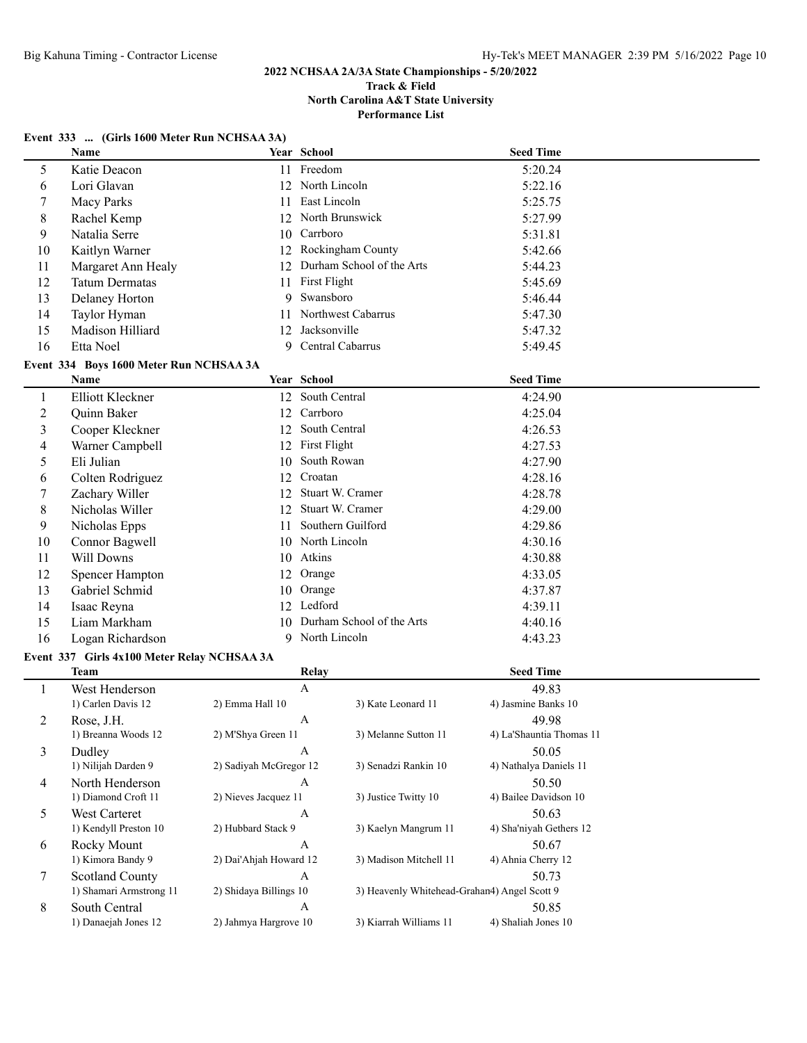## 2022 NCHSAA 2A/3A State Championships - 5/20/2022

**Track & Field**
**North Carolina A&T State University**
**Performance List**

### Event 333 ... (Girls 1600 Meter Run NCHSAA 3A)

| | Name | Year | School | Seed Time |
|---|---|---|---|---|
| 5 | Katie Deacon | 11 | Freedom | 5:20.24 |
| 6 | Lori Glavan | 12 | North Lincoln | 5:22.16 |
| 7 | Macy Parks | 11 | East Lincoln | 5:25.75 |
| 8 | Rachel Kemp | 12 | North Brunswick | 5:27.99 |
| 9 | Natalia Serre | 10 | Carrboro | 5:31.81 |
| 10 | Kaitlyn Warner | 12 | Rockingham County | 5:42.66 |
| 11 | Margaret Ann Healy | 12 | Durham School of the Arts | 5:44.23 |
| 12 | Tatum Dermatas | 11 | First Flight | 5:45.69 |
| 13 | Delaney Horton | 9 | Swansboro | 5:46.44 |
| 14 | Taylor Hyman | 11 | Northwest Cabarrus | 5:47.30 |
| 15 | Madison Hilliard | 12 | Jacksonville | 5:47.32 |
| 16 | Etta Noel | 9 | Central Cabarrus | 5:49.45 |

### Event 334 Boys 1600 Meter Run NCHSAA 3A

| | Name | Year | School | Seed Time |
|---|---|---|---|---|
| 1 | Elliott Kleckner | 12 | South Central | 4:24.90 |
| 2 | Quinn Baker | 12 | Carrboro | 4:25.04 |
| 3 | Cooper Kleckner | 12 | South Central | 4:26.53 |
| 4 | Warner Campbell | 12 | First Flight | 4:27.53 |
| 5 | Eli Julian | 10 | South Rowan | 4:27.90 |
| 6 | Colten Rodriguez | 12 | Croatan | 4:28.16 |
| 7 | Zachary Willer | 12 | Stuart W. Cramer | 4:28.78 |
| 8 | Nicholas Willer | 12 | Stuart W. Cramer | 4:29.00 |
| 9 | Nicholas Epps | 11 | Southern Guilford | 4:29.86 |
| 10 | Connor Bagwell | 10 | North Lincoln | 4:30.16 |
| 11 | Will Downs | 10 | Atkins | 4:30.88 |
| 12 | Spencer Hampton | 12 | Orange | 4:33.05 |
| 13 | Gabriel Schmid | 10 | Orange | 4:37.87 |
| 14 | Isaac Reyna | 12 | Ledford | 4:39.11 |
| 15 | Liam Markham | 10 | Durham School of the Arts | 4:40.16 |
| 16 | Logan Richardson | 9 | North Lincoln | 4:43.23 |

### Event 337 Girls 4x100 Meter Relay NCHSAA 3A

| | Team | Relay | | Seed Time |
|---|---|---|---|---|
| 1 | West Henderson | A | | 49.83 |
| | 1) Carlen Davis 12 | 2) Emma Hall 10 | 3) Kate Leonard 11 | 4) Jasmine Banks 10 |
| 2 | Rose, J.H. | A | | 49.98 |
| | 1) Breanna Woods 12 | 2) M'Shya Green 11 | 3) Melanne Sutton 11 | 4) La'Shauntia Thomas 11 |
| 3 | Dudley | A | | 50.05 |
| | 1) Nilijah Darden 9 | 2) Sadiyah McGregor 12 | 3) Senadzi Rankin 10 | 4) Nathalya Daniels 11 |
| 4 | North Henderson | A | | 50.50 |
| | 1) Diamond Croft 11 | 2) Nieves Jacquez 11 | 3) Justice Twitty 10 | 4) Bailee Davidson 10 |
| 5 | West Carteret | A | | 50.63 |
| | 1) Kendyll Preston 10 | 2) Hubbard Stack 9 | 3) Kaelyn Mangrum 11 | 4) Sha'niyah Gethers 12 |
| 6 | Rocky Mount | A | | 50.67 |
| | 1) Kimora Bandy 9 | 2) Dai'Ahjah Howard 12 | 3) Madison Mitchell 11 | 4) Ahnia Cherry 12 |
| 7 | Scotland County | A | | 50.73 |
| | 1) Shamari Armstrong 11 | 2) Shidaya Billings 10 | 3) Heavenly Whitehead-Grahan | 4) Angel Scott 9 |
| 8 | South Central | A | | 50.85 |
| | 1) Danaejah Jones 12 | 2) Jahmya Hargrove 10 | 3) Kiarrah Williams 11 | 4) Shaliah Jones 10 |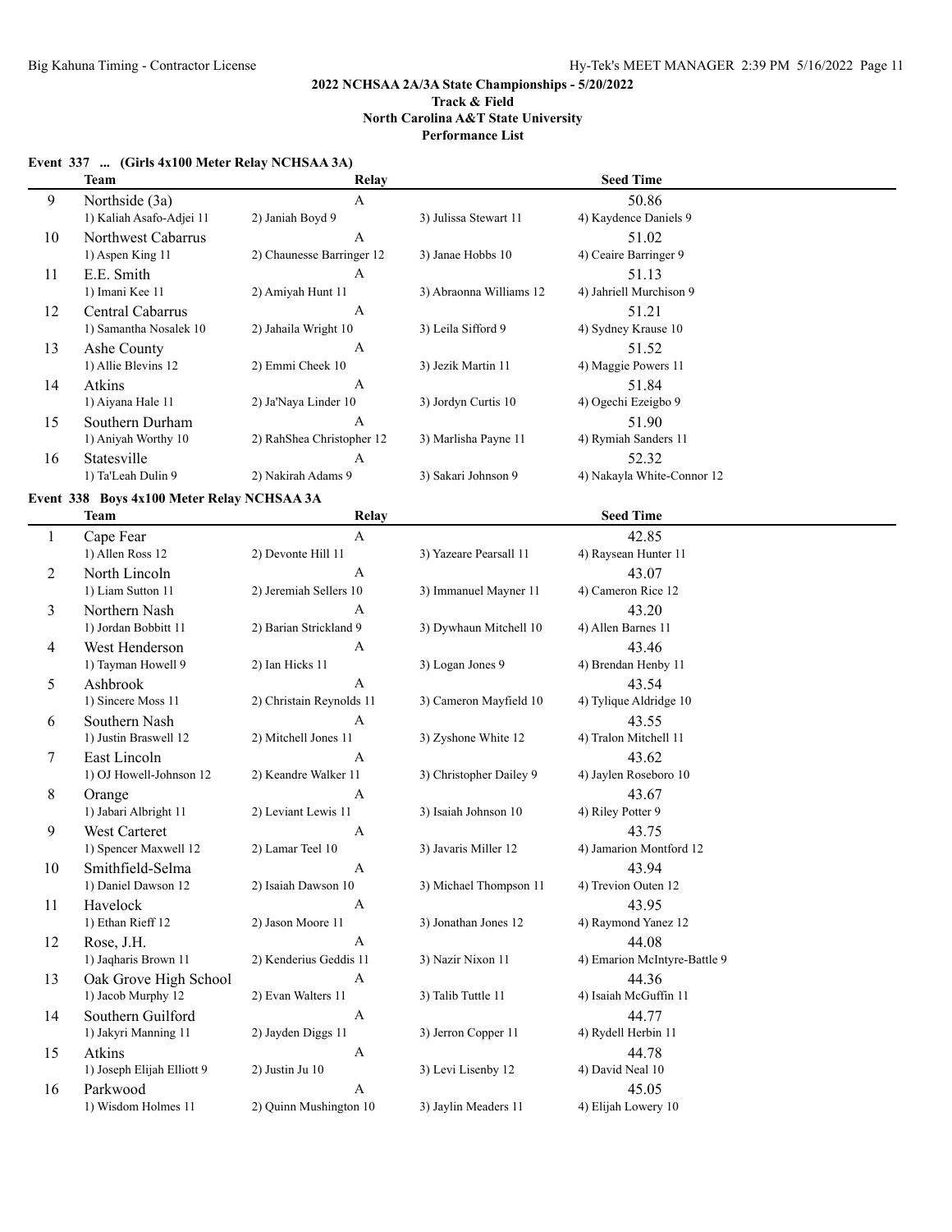**2022 NCHSAA 2A/3A State Championships - 5/20/2022**
**Track & Field**
**North Carolina A&T State University**
**Performance List**

### Event 337 ... (Girls 4x100 Meter Relay NCHSAA 3A)

| | Team | Relay | | Seed Time |
|---|---|---|---|---|
| 9 | Northside (3a) | A | | 50.86 |
| | 1) Kaliah Asafo-Adjei 11 | 2) Janiah Boyd 9 | 3) Julissa Stewart 11 | 4) Kaydence Daniels 9 |
| 10 | Northwest Cabarrus | A | | 51.02 |
| | 1) Aspen King 11 | 2) Chaunesse Barringer 12 | 3) Janae Hobbs 10 | 4) Ceaire Barringer 9 |
| 11 | E.E. Smith | A | | 51.13 |
| | 1) Imani Kee 11 | 2) Amiyah Hunt 11 | 3) Abraonna Williams 12 | 4) Jahriell Murchison 9 |
| 12 | Central Cabarrus | A | | 51.21 |
| | 1) Samantha Nosalek 10 | 2) Jahaila Wright 10 | 3) Leila Sifford 9 | 4) Sydney Krause 10 |
| 13 | Ashe County | A | | 51.52 |
| | 1) Allie Blevins 12 | 2) Emmi Cheek 10 | 3) Jezik Martin 11 | 4) Maggie Powers 11 |
| 14 | Atkins | A | | 51.84 |
| | 1) Aiyana Hale 11 | 2) Ja'Naya Linder 10 | 3) Jordyn Curtis 10 | 4) Ogechi Ezeigbo 9 |
| 15 | Southern Durham | A | | 51.90 |
| | 1) Aniyah Worthy 10 | 2) RahShea Christopher 12 | 3) Marlisha Payne 11 | 4) Rymiah Sanders 11 |
| 16 | Statesville | A | | 52.32 |
| | 1) Ta'Leah Dulin 9 | 2) Nakirah Adams 9 | 3) Sakari Johnson 9 | 4) Nakayla White-Connor 12 |

### Event 338 Boys 4x100 Meter Relay NCHSAA 3A

| | Team | Relay | | Seed Time |
|---|---|---|---|---|
| 1 | Cape Fear | A | | 42.85 |
| | 1) Allen Ross 12 | 2) Devonte Hill 11 | 3) Yazeare Pearsall 11 | 4) Raysean Hunter 11 |
| 2 | North Lincoln | A | | 43.07 |
| | 1) Liam Sutton 11 | 2) Jeremiah Sellers 10 | 3) Immanuel Mayner 11 | 4) Cameron Rice 12 |
| 3 | Northern Nash | A | | 43.20 |
| | 1) Jordan Bobbitt 11 | 2) Barian Strickland 9 | 3) Dywhaun Mitchell 10 | 4) Allen Barnes 11 |
| 4 | West Henderson | A | | 43.46 |
| | 1) Tayman Howell 9 | 2) Ian Hicks 11 | 3) Logan Jones 9 | 4) Brendan Henby 11 |
| 5 | Ashbrook | A | | 43.54 |
| | 1) Sincere Moss 11 | 2) Christain Reynolds 11 | 3) Cameron Mayfield 10 | 4) Tylique Aldridge 10 |
| 6 | Southern Nash | A | | 43.55 |
| | 1) Justin Braswell 12 | 2) Mitchell Jones 11 | 3) Zyshone White 12 | 4) Tralon Mitchell 11 |
| 7 | East Lincoln | A | | 43.62 |
| | 1) OJ Howell-Johnson 12 | 2) Keandre Walker 11 | 3) Christopher Dailey 9 | 4) Jaylen Roseboro 10 |
| 8 | Orange | A | | 43.67 |
| | 1) Jabari Albright 11 | 2) Leviant Lewis 11 | 3) Isaiah Johnson 10 | 4) Riley Potter 9 |
| 9 | West Carteret | A | | 43.75 |
| | 1) Spencer Maxwell 12 | 2) Lamar Teel 10 | 3) Javaris Miller 12 | 4) Jamarion Montford 12 |
| 10 | Smithfield-Selma | A | | 43.94 |
| | 1) Daniel Dawson 12 | 2) Isaiah Dawson 10 | 3) Michael Thompson 11 | 4) Trevion Outen 12 |
| 11 | Havelock | A | | 43.95 |
| | 1) Ethan Rieff 12 | 2) Jason Moore 11 | 3) Jonathan Jones 12 | 4) Raymond Yanez 12 |
| 12 | Rose, J.H. | A | | 44.08 |
| | 1) Jaqharis Brown 11 | 2) Kenderius Geddis 11 | 3) Nazir Nixon 11 | 4) Emarion McIntyre-Battle 9 |
| 13 | Oak Grove High School | A | | 44.36 |
| | 1) Jacob Murphy 12 | 2) Evan Walters 11 | 3) Talib Tuttle 11 | 4) Isaiah McGuffin 11 |
| 14 | Southern Guilford | A | | 44.77 |
| | 1) Jakyri Manning 11 | 2) Jayden Diggs 11 | 3) Jerron Copper 11 | 4) Rydell Herbin 11 |
| 15 | Atkins | A | | 44.78 |
| | 1) Joseph Elijah Elliott 9 | 2) Justin Ju 10 | 3) Levi Lisenby 12 | 4) David Neal 10 |
| 16 | Parkwood | A | | 45.05 |
| | 1) Wisdom Holmes 11 | 2) Quinn Mushington 10 | 3) Jaylin Meaders 11 | 4) Elijah Lowery 10 |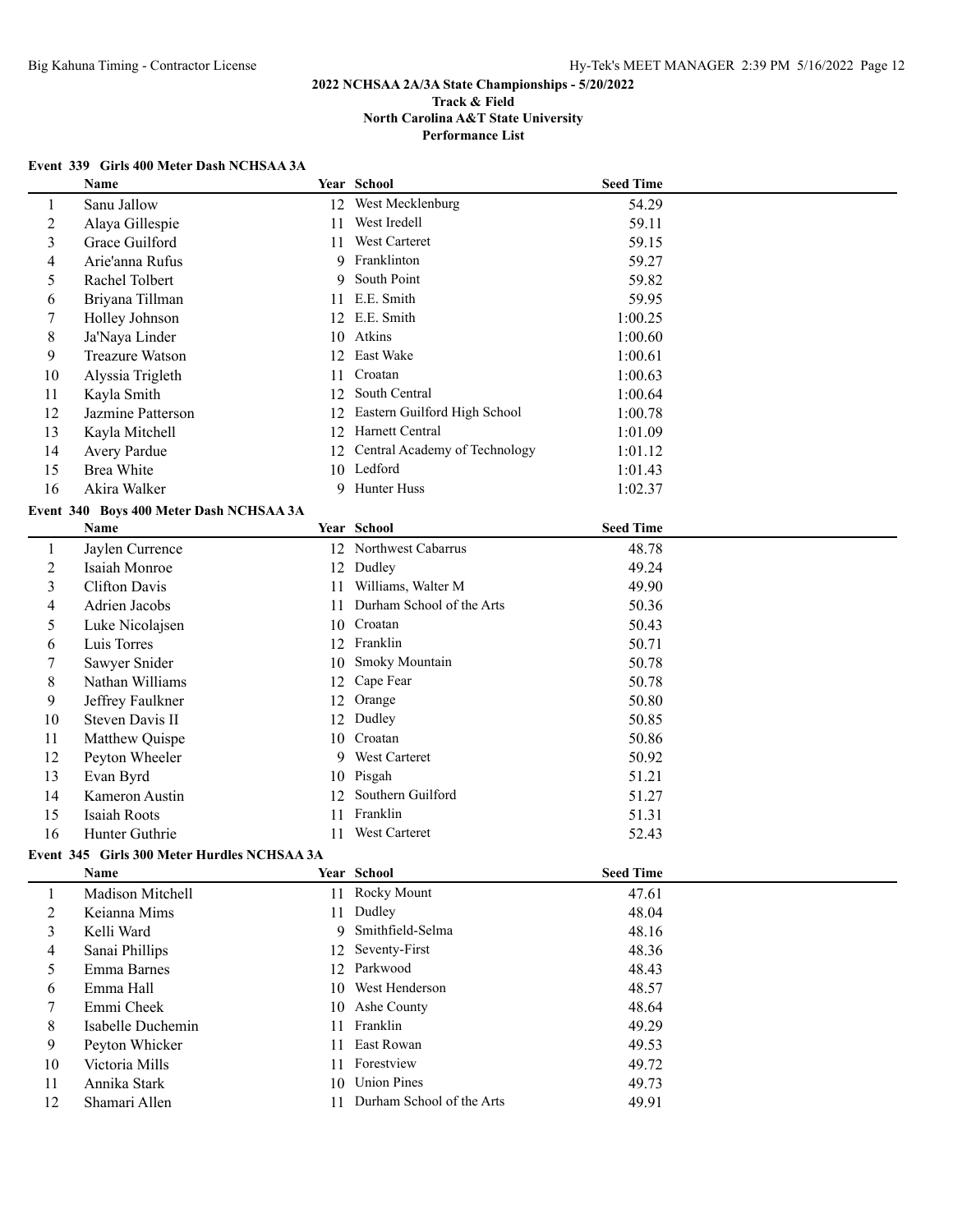## 2022 NCHSAA 2A/3A State Championships - 5/20/2022

### Track & Field

### North Carolina A&T State University

### Performance List

#### Event 339 Girls 400 Meter Dash NCHSAA 3A

| | Name | Year | School | Seed Time |
|---|---|---|---|---|
| 1 | Sanu Jallow | 12 | West Mecklenburg | 54.29 |
| 2 | Alaya Gillespie | 11 | West Iredell | 59.11 |
| 3 | Grace Guilford | 11 | West Carteret | 59.15 |
| 4 | Arie'anna Rufus | 9 | Franklinton | 59.27 |
| 5 | Rachel Tolbert | 9 | South Point | 59.82 |
| 6 | Briyana Tillman | 11 | E.E. Smith | 59.95 |
| 7 | Holley Johnson | 12 | E.E. Smith | 1:00.25 |
| 8 | Ja'Naya Linder | 10 | Atkins | 1:00.60 |
| 9 | Treazure Watson | 12 | East Wake | 1:00.61 |
| 10 | Alyssia Trigleth | 11 | Croatan | 1:00.63 |
| 11 | Kayla Smith | 12 | South Central | 1:00.64 |
| 12 | Jazmine Patterson | 12 | Eastern Guilford High School | 1:00.78 |
| 13 | Kayla Mitchell | 12 | Harnett Central | 1:01.09 |
| 14 | Avery Pardue | 12 | Central Academy of Technology | 1:01.12 |
| 15 | Brea White | 10 | Ledford | 1:01.43 |
| 16 | Akira Walker | 9 | Hunter Huss | 1:02.37 |

#### Event 340 Boys 400 Meter Dash NCHSAA 3A

| | Name | Year | School | Seed Time |
|---|---|---|---|---|
| 1 | Jaylen Currence | 12 | Northwest Cabarrus | 48.78 |
| 2 | Isaiah Monroe | 12 | Dudley | 49.24 |
| 3 | Clifton Davis | 11 | Williams, Walter M | 49.90 |
| 4 | Adrien Jacobs | 11 | Durham School of the Arts | 50.36 |
| 5 | Luke Nicolajsen | 10 | Croatan | 50.43 |
| 6 | Luis Torres | 12 | Franklin | 50.71 |
| 7 | Sawyer Snider | 10 | Smoky Mountain | 50.78 |
| 8 | Nathan Williams | 12 | Cape Fear | 50.78 |
| 9 | Jeffrey Faulkner | 12 | Orange | 50.80 |
| 10 | Steven Davis II | 12 | Dudley | 50.85 |
| 11 | Matthew Quispe | 10 | Croatan | 50.86 |
| 12 | Peyton Wheeler | 9 | West Carteret | 50.92 |
| 13 | Evan Byrd | 10 | Pisgah | 51.21 |
| 14 | Kameron Austin | 12 | Southern Guilford | 51.27 |
| 15 | Isaiah Roots | 11 | Franklin | 51.31 |
| 16 | Hunter Guthrie | 11 | West Carteret | 52.43 |

#### Event 345 Girls 300 Meter Hurdles NCHSAA 3A

| | Name | Year | School | Seed Time |
|---|---|---|---|---|
| 1 | Madison Mitchell | 11 | Rocky Mount | 47.61 |
| 2 | Keianna Mims | 11 | Dudley | 48.04 |
| 3 | Kelli Ward | 9 | Smithfield-Selma | 48.16 |
| 4 | Sanai Phillips | 12 | Seventy-First | 48.36 |
| 5 | Emma Barnes | 12 | Parkwood | 48.43 |
| 6 | Emma Hall | 10 | West Henderson | 48.57 |
| 7 | Emmi Cheek | 10 | Ashe County | 48.64 |
| 8 | Isabelle Duchemin | 11 | Franklin | 49.29 |
| 9 | Peyton Whicker | 11 | East Rowan | 49.53 |
| 10 | Victoria Mills | 11 | Forestview | 49.72 |
| 11 | Annika Stark | 10 | Union Pines | 49.73 |
| 12 | Shamari Allen | 11 | Durham School of the Arts | 49.91 |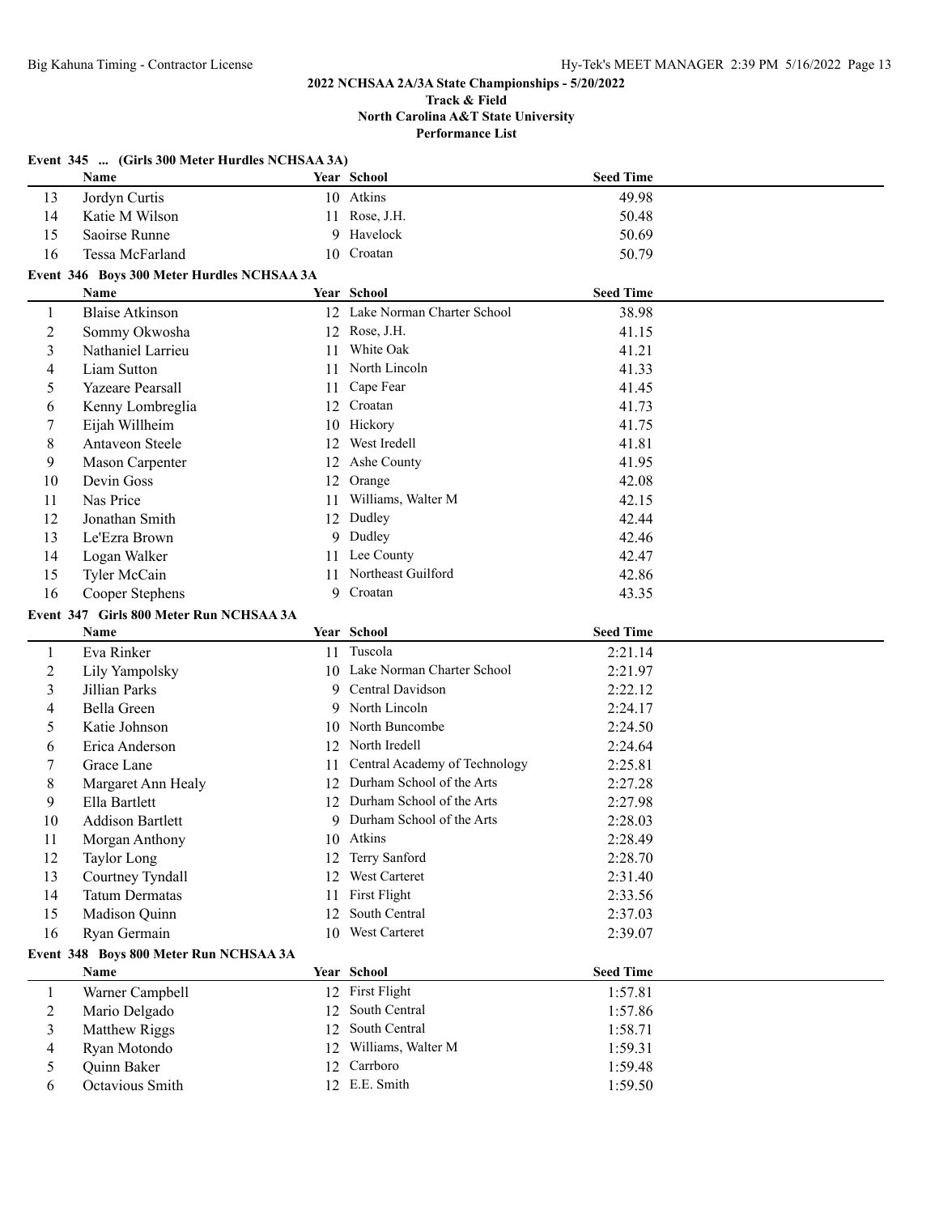**2022 NCHSAA 2A/3A State Championships - 5/20/2022**
**Track & Field**
**North Carolina A&T State University**
**Performance List**

### Event 345 ... (Girls 300 Meter Hurdles NCHSAA 3A)

| | Name | Year | School | Seed Time |
|---|---|---|---|---|
| 13 | Jordyn Curtis | 10 | Atkins | 49.98 |
| 14 | Katie M Wilson | 11 | Rose, J.H. | 50.48 |
| 15 | Saoirse Runne | 9 | Havelock | 50.69 |
| 16 | Tessa McFarland | 10 | Croatan | 50.79 |

### Event 346 Boys 300 Meter Hurdles NCHSAA 3A

| | Name | Year | School | Seed Time |
|---|---|---|---|---|
| 1 | Blaise Atkinson | 12 | Lake Norman Charter School | 38.98 |
| 2 | Sommy Okwosha | 12 | Rose, J.H. | 41.15 |
| 3 | Nathaniel Larrieu | 11 | White Oak | 41.21 |
| 4 | Liam Sutton | 11 | North Lincoln | 41.33 |
| 5 | Yazeare Pearsall | 11 | Cape Fear | 41.45 |
| 6 | Kenny Lombreglia | 12 | Croatan | 41.73 |
| 7 | Eijah Willheim | 10 | Hickory | 41.75 |
| 8 | Antaveon Steele | 12 | West Iredell | 41.81 |
| 9 | Mason Carpenter | 12 | Ashe County | 41.95 |
| 10 | Devin Goss | 12 | Orange | 42.08 |
| 11 | Nas Price | 11 | Williams, Walter M | 42.15 |
| 12 | Jonathan Smith | 12 | Dudley | 42.44 |
| 13 | Le'Ezra Brown | 9 | Dudley | 42.46 |
| 14 | Logan Walker | 11 | Lee County | 42.47 |
| 15 | Tyler McCain | 11 | Northeast Guilford | 42.86 |
| 16 | Cooper Stephens | 9 | Croatan | 43.35 |

### Event 347 Girls 800 Meter Run NCHSAA 3A

| | Name | Year | School | Seed Time |
|---|---|---|---|---|
| 1 | Eva Rinker | 11 | Tuscola | 2:21.14 |
| 2 | Lily Yampolsky | 10 | Lake Norman Charter School | 2:21.97 |
| 3 | Jillian Parks | 9 | Central Davidson | 2:22.12 |
| 4 | Bella Green | 9 | North Lincoln | 2:24.17 |
| 5 | Katie Johnson | 10 | North Buncombe | 2:24.50 |
| 6 | Erica Anderson | 12 | North Iredell | 2:24.64 |
| 7 | Grace Lane | 11 | Central Academy of Technology | 2:25.81 |
| 8 | Margaret Ann Healy | 12 | Durham School of the Arts | 2:27.28 |
| 9 | Ella Bartlett | 12 | Durham School of the Arts | 2:27.98 |
| 10 | Addison Bartlett | 9 | Durham School of the Arts | 2:28.03 |
| 11 | Morgan Anthony | 10 | Atkins | 2:28.49 |
| 12 | Taylor Long | 12 | Terry Sanford | 2:28.70 |
| 13 | Courtney Tyndall | 12 | West Carteret | 2:31.40 |
| 14 | Tatum Dermatas | 11 | First Flight | 2:33.56 |
| 15 | Madison Quinn | 12 | South Central | 2:37.03 |
| 16 | Ryan Germain | 10 | West Carteret | 2:39.07 |

### Event 348 Boys 800 Meter Run NCHSAA 3A

| | Name | Year | School | Seed Time |
|---|---|---|---|---|
| 1 | Warner Campbell | 12 | First Flight | 1:57.81 |
| 2 | Mario Delgado | 12 | South Central | 1:57.86 |
| 3 | Matthew Riggs | 12 | South Central | 1:58.71 |
| 4 | Ryan Motondo | 12 | Williams, Walter M | 1:59.31 |
| 5 | Quinn Baker | 12 | Carrboro | 1:59.48 |
| 6 | Octavious Smith | 12 | E.E. Smith | 1:59.50 |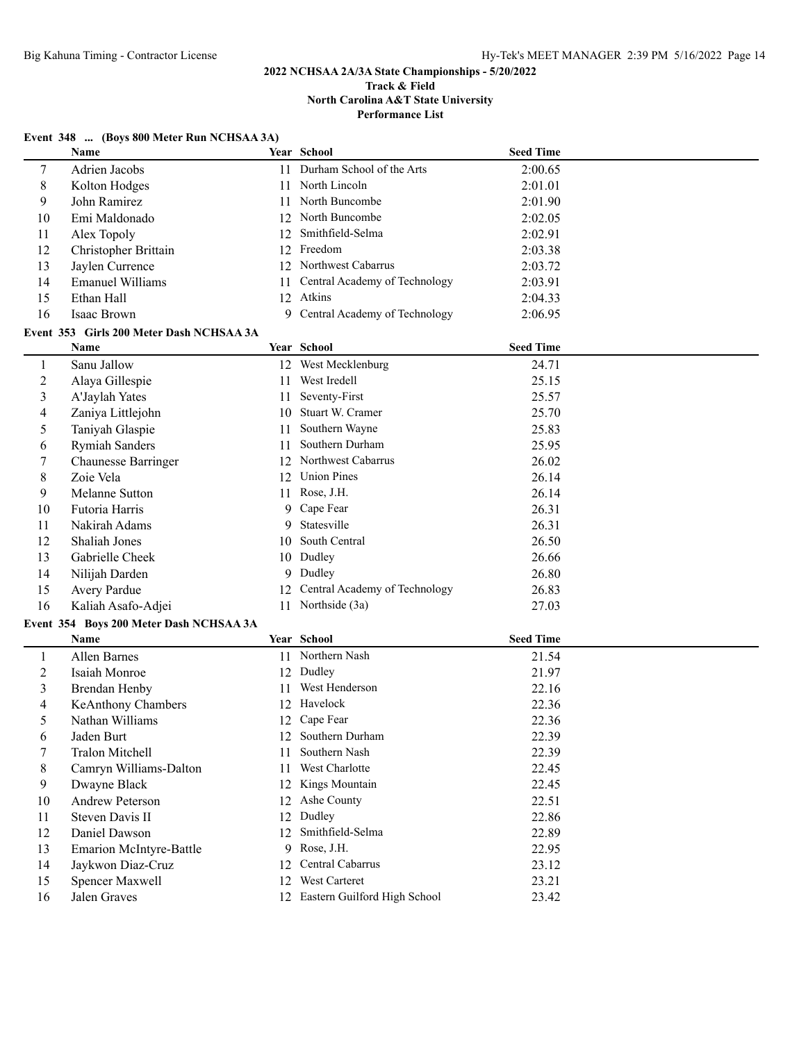## 2022 NCHSAA 2A/3A State Championships - 5/20/2022

**Track & Field**
**North Carolina A&T State University**
**Performance List**

### Event 348 ... (Boys 800 Meter Run NCHSAA 3A)

| | Name | Year | School | Seed Time |
|---|---|---|---|---|
| 7 | Adrien Jacobs | 11 | Durham School of the Arts | 2:00.65 |
| 8 | Kolton Hodges | 11 | North Lincoln | 2:01.01 |
| 9 | John Ramirez | 11 | North Buncombe | 2:01.90 |
| 10 | Emi Maldonado | 12 | North Buncombe | 2:02.05 |
| 11 | Alex Topoly | 12 | Smithfield-Selma | 2:02.91 |
| 12 | Christopher Brittain | 12 | Freedom | 2:03.38 |
| 13 | Jaylen Currence | 12 | Northwest Cabarrus | 2:03.72 |
| 14 | Emanuel Williams | 11 | Central Academy of Technology | 2:03.91 |
| 15 | Ethan Hall | 12 | Atkins | 2:04.33 |
| 16 | Isaac Brown | 9 | Central Academy of Technology | 2:06.95 |

### Event 353 Girls 200 Meter Dash NCHSAA 3A

| | Name | Year | School | Seed Time |
|---|---|---|---|---|
| 1 | Sanu Jallow | 12 | West Mecklenburg | 24.71 |
| 2 | Alaya Gillespie | 11 | West Iredell | 25.15 |
| 3 | A'Jaylah Yates | 11 | Seventy-First | 25.57 |
| 4 | Zaniya Littlejohn | 10 | Stuart W. Cramer | 25.70 |
| 5 | Taniyah Glaspie | 11 | Southern Wayne | 25.83 |
| 6 | Rymiah Sanders | 11 | Southern Durham | 25.95 |
| 7 | Chaunesse Barringer | 12 | Northwest Cabarrus | 26.02 |
| 8 | Zoie Vela | 12 | Union Pines | 26.14 |
| 9 | Melanne Sutton | 11 | Rose, J.H. | 26.14 |
| 10 | Futoria Harris | 9 | Cape Fear | 26.31 |
| 11 | Nakirah Adams | 9 | Statesville | 26.31 |
| 12 | Shaliah Jones | 10 | South Central | 26.50 |
| 13 | Gabrielle Cheek | 10 | Dudley | 26.66 |
| 14 | Nilijah Darden | 9 | Dudley | 26.80 |
| 15 | Avery Pardue | 12 | Central Academy of Technology | 26.83 |
| 16 | Kaliah Asafo-Adjei | 11 | Northside (3a) | 27.03 |

### Event 354 Boys 200 Meter Dash NCHSAA 3A

| | Name | Year | School | Seed Time |
|---|---|---|---|---|
| 1 | Allen Barnes | 11 | Northern Nash | 21.54 |
| 2 | Isaiah Monroe | 12 | Dudley | 21.97 |
| 3 | Brendan Henby | 11 | West Henderson | 22.16 |
| 4 | KeAnthony Chambers | 12 | Havelock | 22.36 |
| 5 | Nathan Williams | 12 | Cape Fear | 22.36 |
| 6 | Jaden Burt | 12 | Southern Durham | 22.39 |
| 7 | Tralon Mitchell | 11 | Southern Nash | 22.39 |
| 8 | Camryn Williams-Dalton | 11 | West Charlotte | 22.45 |
| 9 | Dwayne Black | 12 | Kings Mountain | 22.45 |
| 10 | Andrew Peterson | 12 | Ashe County | 22.51 |
| 11 | Steven Davis II | 12 | Dudley | 22.86 |
| 12 | Daniel Dawson | 12 | Smithfield-Selma | 22.89 |
| 13 | Emarion McIntyre-Battle | 9 | Rose, J.H. | 22.95 |
| 14 | Jaykwon Diaz-Cruz | 12 | Central Cabarrus | 23.12 |
| 15 | Spencer Maxwell | 12 | West Carteret | 23.21 |
| 16 | Jalen Graves | 12 | Eastern Guilford High School | 23.42 |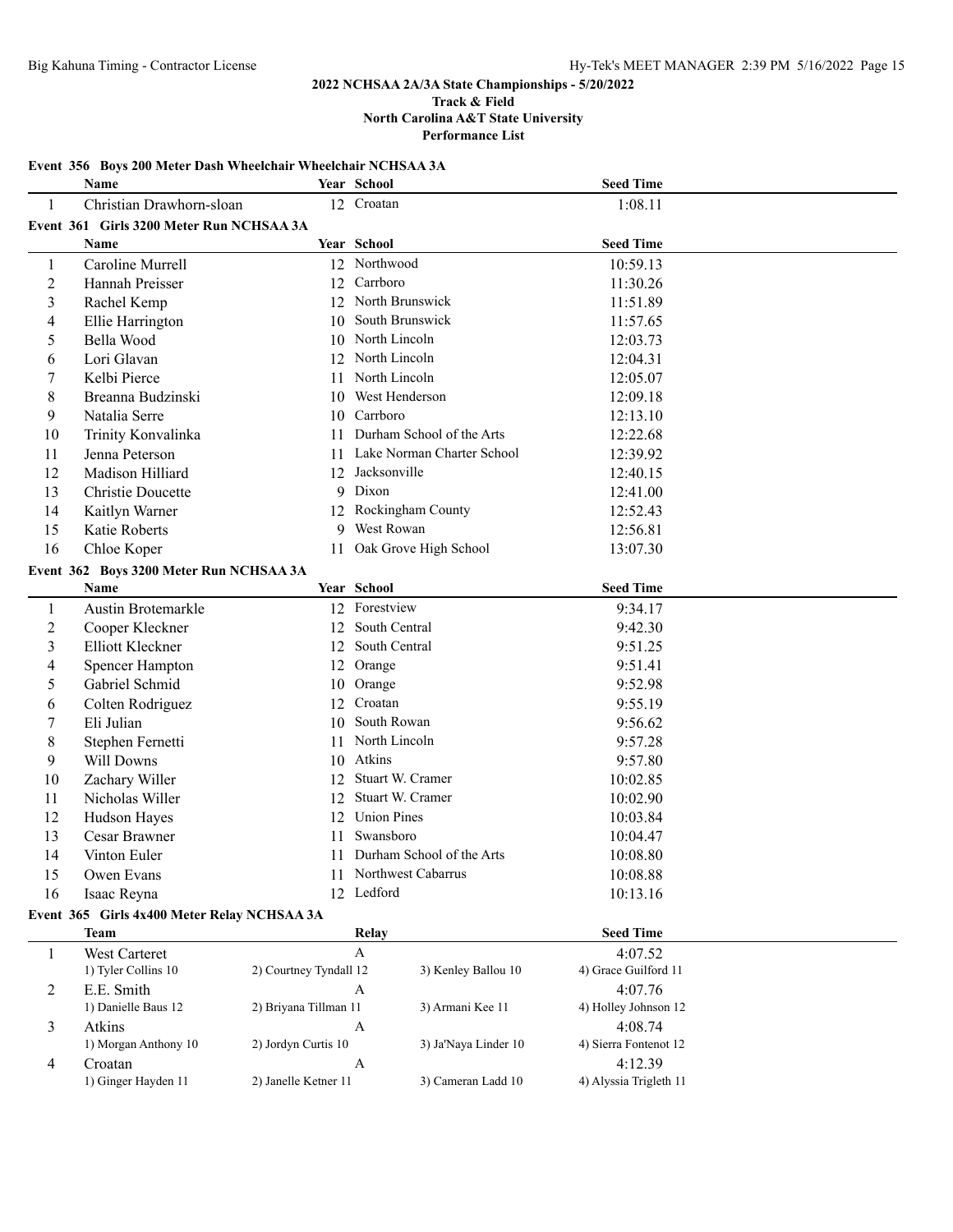## 2022 NCHSAA 2A/3A State Championships - 5/20/2022

**Track & Field**
**North Carolina A&T State University**
**Performance List**

### Event 356 Boys 200 Meter Dash Wheelchair Wheelchair NCHSAA 3A

| | Name | Year | School | Seed Time |
|---|---|---|---|---|
| 1 | Christian Drawhorn-sloan | 12 | Croatan | 1:08.11 |

### Event 361 Girls 3200 Meter Run NCHSAA 3A

| | Name | Year | School | Seed Time |
|---|---|---|---|---|
| 1 | Caroline Murrell | 12 | Northwood | 10:59.13 |
| 2 | Hannah Preisser | 12 | Carrboro | 11:30.26 |
| 3 | Rachel Kemp | 12 | North Brunswick | 11:51.89 |
| 4 | Ellie Harrington | 10 | South Brunswick | 11:57.65 |
| 5 | Bella Wood | 10 | North Lincoln | 12:03.73 |
| 6 | Lori Glavan | 12 | North Lincoln | 12:04.31 |
| 7 | Kelbi Pierce | 11 | North Lincoln | 12:05.07 |
| 8 | Breanna Budzinski | 10 | West Henderson | 12:09.18 |
| 9 | Natalia Serre | 10 | Carrboro | 12:13.10 |
| 10 | Trinity Konvalinka | 11 | Durham School of the Arts | 12:22.68 |
| 11 | Jenna Peterson | 11 | Lake Norman Charter School | 12:39.92 |
| 12 | Madison Hilliard | 12 | Jacksonville | 12:40.15 |
| 13 | Christie Doucette | 9 | Dixon | 12:41.00 |
| 14 | Kaitlyn Warner | 12 | Rockingham County | 12:52.43 |
| 15 | Katie Roberts | 9 | West Rowan | 12:56.81 |
| 16 | Chloe Koper | 11 | Oak Grove High School | 13:07.30 |

### Event 362 Boys 3200 Meter Run NCHSAA 3A

| | Name | Year | School | Seed Time |
|---|---|---|---|---|
| 1 | Austin Brotemarkle | 12 | Forestview | 9:34.17 |
| 2 | Cooper Kleckner | 12 | South Central | 9:42.30 |
| 3 | Elliott Kleckner | 12 | South Central | 9:51.25 |
| 4 | Spencer Hampton | 12 | Orange | 9:51.41 |
| 5 | Gabriel Schmid | 10 | Orange | 9:52.98 |
| 6 | Colten Rodriguez | 12 | Croatan | 9:55.19 |
| 7 | Eli Julian | 10 | South Rowan | 9:56.62 |
| 8 | Stephen Fernetti | 11 | North Lincoln | 9:57.28 |
| 9 | Will Downs | 10 | Atkins | 9:57.80 |
| 10 | Zachary Willer | 12 | Stuart W. Cramer | 10:02.85 |
| 11 | Nicholas Willer | 12 | Stuart W. Cramer | 10:02.90 |
| 12 | Hudson Hayes | 12 | Union Pines | 10:03.84 |
| 13 | Cesar Brawner | 11 | Swansboro | 10:04.47 |
| 14 | Vinton Euler | 11 | Durham School of the Arts | 10:08.80 |
| 15 | Owen Evans | 11 | Northwest Cabarrus | 10:08.88 |
| 16 | Isaac Reyna | 12 | Ledford | 10:13.16 |

### Event 365 Girls 4x400 Meter Relay NCHSAA 3A

| | Team | Relay | | Seed Time |
|---|---|---|---|---|
| 1 | West Carteret | A | | 4:07.52 |
| | 1) Tyler Collins 10 | 2) Courtney Tyndall 12 | 3) Kenley Ballou 10 | 4) Grace Guilford 11 |
| 2 | E.E. Smith | A | | 4:07.76 |
| | 1) Danielle Baus 12 | 2) Briyana Tillman 11 | 3) Armani Kee 11 | 4) Holley Johnson 12 |
| 3 | Atkins | A | | 4:08.74 |
| | 1) Morgan Anthony 10 | 2) Jordyn Curtis 10 | 3) Ja'Naya Linder 10 | 4) Sierra Fontenot 12 |
| 4 | Croatan | A | | 4:12.39 |
| | 1) Ginger Hayden 11 | 2) Janelle Ketner 11 | 3) Cameran Ladd 10 | 4) Alyssia Trigleth 11 |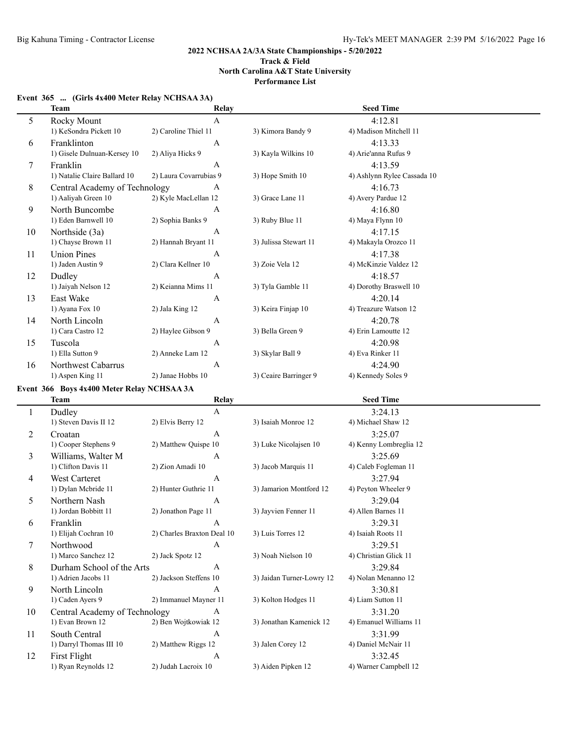## 2022 NCHSAA 2A/3A State Championships - 5/20/2022

**Track & Field**
**North Carolina A&T State University**
**Performance List**

### Event 365 ... (Girls 4x400 Meter Relay NCHSAA 3A)

| | Team | Relay | | Seed Time |
|---|---|---|---|---|
| 5 | Rocky Mount | A | | 4:12.81 |
| | 1) KeSondra Pickett 10 | 2) Caroline Thiel 11 | 3) Kimora Bandy 9 | 4) Madison Mitchell 11 |
| 6 | Franklinton | A | | 4:13.33 |
| | 1) Gisele Dulnuan-Kersey 10 | 2) Aliya Hicks 9 | 3) Kayla Wilkins 10 | 4) Arie'anna Rufus 9 |
| 7 | Franklin | A | | 4:13.59 |
| | 1) Natalie Claire Ballard 10 | 2) Laura Covarrubias 9 | 3) Hope Smith 10 | 4) Ashlynn Rylee Cassada 10 |
| 8 | Central Academy of Technology | A | | 4:16.73 |
| | 1) Aaliyah Green 10 | 2) Kyle MacLellan 12 | 3) Grace Lane 11 | 4) Avery Pardue 12 |
| 9 | North Buncombe | A | | 4:16.80 |
| | 1) Eden Barnwell 10 | 2) Sophia Banks 9 | 3) Ruby Blue 11 | 4) Maya Flynn 10 |
| 10 | Northside (3a) | A | | 4:17.15 |
| | 1) Chayse Brown 11 | 2) Hannah Bryant 11 | 3) Julissa Stewart 11 | 4) Makayla Orozco 11 |
| 11 | Union Pines | A | | 4:17.38 |
| | 1) Jaden Austin 9 | 2) Clara Kellner 10 | 3) Zoie Vela 12 | 4) McKinzie Valdez 12 |
| 12 | Dudley | A | | 4:18.57 |
| | 1) Jaiyah Nelson 12 | 2) Keianna Mims 11 | 3) Tyla Gamble 11 | 4) Dorothy Braswell 10 |
| 13 | East Wake | A | | 4:20.14 |
| | 1) Ayana Fox 10 | 2) Jala King 12 | 3) Keira Finjap 10 | 4) Treazure Watson 12 |
| 14 | North Lincoln | A | | 4:20.78 |
| | 1) Cara Castro 12 | 2) Haylee Gibson 9 | 3) Bella Green 9 | 4) Erin Lamoutte 12 |
| 15 | Tuscola | A | | 4:20.98 |
| | 1) Ella Sutton 9 | 2) Anneke Lam 12 | 3) Skylar Ball 9 | 4) Eva Rinker 11 |
| 16 | Northwest Cabarrus | A | | 4:24.90 |
| | 1) Aspen King 11 | 2) Janae Hobbs 10 | 3) Ceaire Barringer 9 | 4) Kennedy Soles 9 |

### Event 366 Boys 4x400 Meter Relay NCHSAA 3A

| | Team | Relay | | Seed Time |
|---|---|---|---|---|
| 1 | Dudley | A | | 3:24.13 |
| | 1) Steven Davis II 12 | 2) Elvis Berry 12 | 3) Isaiah Monroe 12 | 4) Michael Shaw 12 |
| 2 | Croatan | A | | 3:25.07 |
| | 1) Cooper Stephens 9 | 2) Matthew Quispe 10 | 3) Luke Nicolajsen 10 | 4) Kenny Lombreglia 12 |
| 3 | Williams, Walter M | A | | 3:25.69 |
| | 1) Clifton Davis 11 | 2) Zion Amadi 10 | 3) Jacob Marquis 11 | 4) Caleb Fogleman 11 |
| 4 | West Carteret | A | | 3:27.94 |
| | 1) Dylan Mcbride 11 | 2) Hunter Guthrie 11 | 3) Jamarion Montford 12 | 4) Peyton Wheeler 9 |
| 5 | Northern Nash | A | | 3:29.04 |
| | 1) Jordan Bobbitt 11 | 2) Jonathon Page 11 | 3) Jayvien Fenner 11 | 4) Allen Barnes 11 |
| 6 | Franklin | A | | 3:29.31 |
| | 1) Elijah Cochran 10 | 2) Charles Braxton Deal 10 | 3) Luis Torres 12 | 4) Isaiah Roots 11 |
| 7 | Northwood | A | | 3:29.51 |
| | 1) Marco Sanchez 12 | 2) Jack Spotz 12 | 3) Noah Nielson 10 | 4) Christian Glick 11 |
| 8 | Durham School of the Arts | A | | 3:29.84 |
| | 1) Adrien Jacobs 11 | 2) Jackson Steffens 10 | 3) Jaidan Turner-Lowry 12 | 4) Nolan Menanno 12 |
| 9 | North Lincoln | A | | 3:30.81 |
| | 1) Caden Ayers 9 | 2) Immanuel Mayner 11 | 3) Kolton Hodges 11 | 4) Liam Sutton 11 |
| 10 | Central Academy of Technology | A | | 3:31.20 |
| | 1) Evan Brown 12 | 2) Ben Wojtkowiak 12 | 3) Jonathan Kamenick 12 | 4) Emanuel Williams 11 |
| 11 | South Central | A | | 3:31.99 |
| | 1) Darryl Thomas III 10 | 2) Matthew Riggs 12 | 3) Jalen Corey 12 | 4) Daniel McNair 11 |
| 12 | First Flight | A | | 3:32.45 |
| | 1) Ryan Reynolds 12 | 2) Judah Lacroix 10 | 3) Aiden Pipken 12 | 4) Warner Campbell 12 |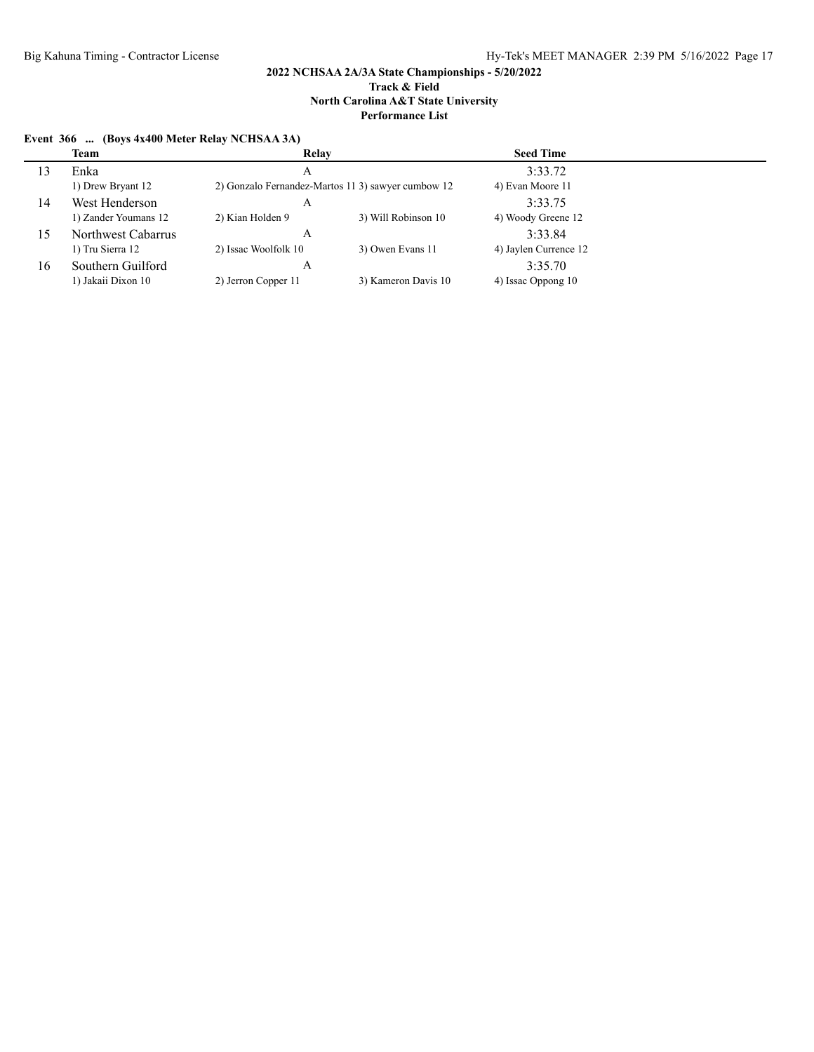**2022 NCHSAA 2A/3A State Championships - 5/20/2022**
**Track & Field**
**North Carolina A&T State University**
**Performance List**

**Event 366 ... (Boys 4x400 Meter Relay NCHSAA 3A)**

| | Team | Relay | | Seed Time |
|---|---|---|---|---|
| 13 | Enka | A | | 3:33.72 |
| | 1) Drew Bryant 12 | 2) Gonzalo Fernandez-Martos 11 | 3) sawyer cumbow 12 | 4) Evan Moore 11 |
| 14 | West Henderson | A | | 3:33.75 |
| | 1) Zander Youmans 12 | 2) Kian Holden 9 | 3) Will Robinson 10 | 4) Woody Greene 12 |
| 15 | Northwest Cabarrus | A | | 3:33.84 |
| | 1) Tru Sierra 12 | 2) Issac Woolfolk 10 | 3) Owen Evans 11 | 4) Jaylen Currence 12 |
| 16 | Southern Guilford | A | | 3:35.70 |
| | 1) Jakaii Dixon 10 | 2) Jerron Copper 11 | 3) Kameron Davis 10 | 4) Issac Oppong 10 |